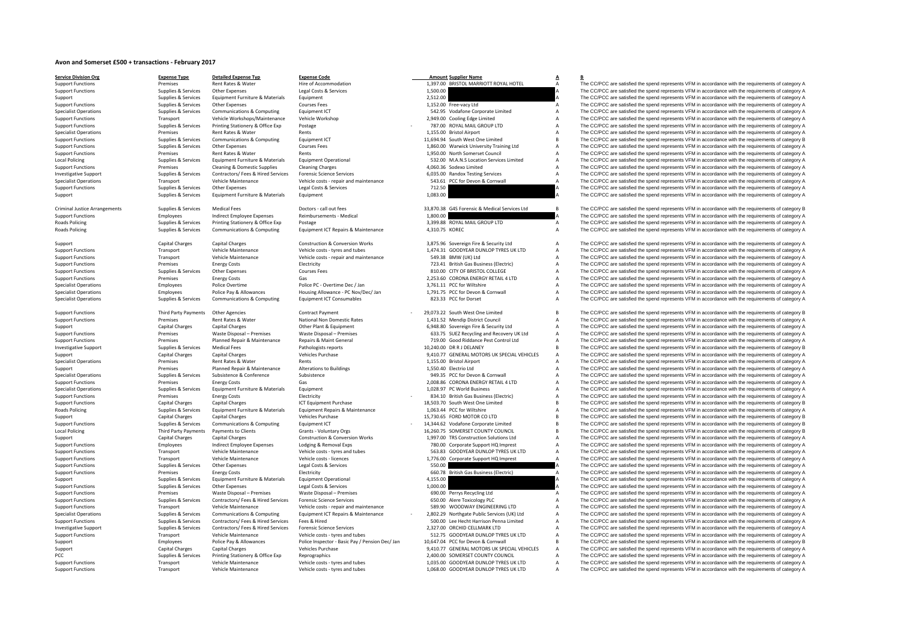# Avon and Somerset £500 + transactions - February 2017

| Service Division Org | Expense Type | Detailed Expense Typ | Expense Code | Amount | Supplier Name | A | B |
|---|---|---|---|---|---|---|---|
| Support Functions | Premises | Rent Rates & Water | Hire of Accommodation | 1,397.00 | BRISTOL MARRIOTT ROYAL HOTEL | A | The CC/PCC are satisfied the spend represents VFM in accordance with the requirements of category A |
| Support Functions | Supplies & Services | Other Expenses | Legal Costs & Services | 1,500.00 | | A | The CC/PCC are satisfied the spend represents VFM in accordance with the requirements of category A |
| Support | Supplies & Services | Equipment Furniture & Materials | Equipment | 2,512.00 | | A | The CC/PCC are satisfied the spend represents VFM in accordance with the requirements of category A |
| Support Functions | Supplies & Services | Other Expenses | Courses Fees | 1,152.00 | Free-vacy Ltd | A | The CC/PCC are satisfied the spend represents VFM in accordance with the requirements of category A |
| Specialist Operations | Supplies & Services | Communications & Computing | Equipment ICT | 542.95 | Vodafone Corporate Limited | A | The CC/PCC are satisfied the spend represents VFM in accordance with the requirements of category A |
| Support Functions | Transport | Vehicle Workshops/Maintenance | Vehicle Workshop | 2,949.00 | Cooling Edge Limited | A | The CC/PCC are satisfied the spend represents VFM in accordance with the requirements of category A |
| Support Functions | Supplies & Services | Printing Stationery & Office Exp | Postage | - 787.00 | ROYAL MAIL GROUP LTD | A | The CC/PCC are satisfied the spend represents VFM in accordance with the requirements of category A |
| Specialist Operations | Premises | Rent Rates & Water | Rents | 1,155.00 | Bristol Airport | A | The CC/PCC are satisfied the spend represents VFM in accordance with the requirements of category A |
| Support Functions | Supplies & Services | Communications & Computing | Equipment ICT | 11,694.94 | South West One Limited | B | The CC/PCC are satisfied the spend represents VFM in accordance with the requirements of category B |
| Support Functions | Supplies & Services | Other Expenses | Courses Fees | 1,860.00 | Warwick University Training Ltd | A | The CC/PCC are satisfied the spend represents VFM in accordance with the requirements of category A |
| Support Functions | Premises | Rent Rates & Water | Rents | 1,950.00 | North Somerset Council | A | The CC/PCC are satisfied the spend represents VFM in accordance with the requirements of category A |
| Local Policing | Supplies & Services | Equipment Furniture & Materials | Equipment Operational | 532.00 | M.A.N.S Location Services Limited | A | The CC/PCC are satisfied the spend represents VFM in accordance with the requirements of category A |
| Support Functions | Premises | Cleaning & Domestic Supplies | Cleaning Charges | 4,060.36 | Sodexo Limited | A | The CC/PCC are satisfied the spend represents VFM in accordance with the requirements of category A |
| Investigative Support | Supplies & Services | Contractors/ Fees & Hired Services | Forensic Science Services | 6,035.00 | Randox Testing Services | A | The CC/PCC are satisfied the spend represents VFM in accordance with the requirements of category A |
| Specialist Operations | Transport | Vehicle Maintenance | Vehicle costs - repair and maintenance | 543.61 | PCC for Devon & Cornwall | A | The CC/PCC are satisfied the spend represents VFM in accordance with the requirements of category A |
| Support Functions | Supplies & Services | Other Expenses | Legal Costs & Services | 712.50 | | A | The CC/PCC are satisfied the spend represents VFM in accordance with the requirements of category A |
| Support | Supplies & Services | Equipment Furniture & Materials | Equipment | 1,083.00 | | A | The CC/PCC are satisfied the spend represents VFM in accordance with the requirements of category A |
| Criminal Justice Arrangements | Supplies & Services | Medical Fees | Doctors - call out fees | 33,870.38 | G4S Forensic & Medical Services Ltd | B | The CC/PCC are satisfied the spend represents VFM in accordance with the requirements of category B |
| Support Functions | Employees | Indirect Employee Expenses | Reimbursements - Medical | 1,800.00 | | A | The CC/PCC are satisfied the spend represents VFM in accordance with the requirements of category A |
| Roads Policing | Supplies & Services | Printing Stationery & Office Exp | Postage | 3,399.88 | ROYAL MAIL GROUP LTD | A | The CC/PCC are satisfied the spend represents VFM in accordance with the requirements of category A |
| Roads Policing | Supplies & Services | Communications & Computing | Equipment ICT Repairs & Maintenance | 4,310.75 | KOREC | A | The CC/PCC are satisfied the spend represents VFM in accordance with the requirements of category A |
| Support | Capital Charges | Capital Charges | Construction & Conversion Works | 3,875.96 | Sovereign Fire & Security Ltd | A | The CC/PCC are satisfied the spend represents VFM in accordance with the requirements of category A |
| Support Functions | Transport | Vehicle Maintenance | Vehicle costs - tyres and tubes | 1,474.31 | GOODYEAR DUNLOP TYRES UK LTD | A | The CC/PCC are satisfied the spend represents VFM in accordance with the requirements of category A |
| Support Functions | Transport | Vehicle Maintenance | Vehicle costs - repair and maintenance | 549.38 | BMW (UK) Ltd | A | The CC/PCC are satisfied the spend represents VFM in accordance with the requirements of category A |
| Support Functions | Premises | Energy Costs | Electricity | 723.41 | British Gas Business (Electric) | A | The CC/PCC are satisfied the spend represents VFM in accordance with the requirements of category A |
| Support Functions | Supplies & Services | Other Expenses | Courses Fees | 810.00 | CITY OF BRISTOL COLLEGE | A | The CC/PCC are satisfied the spend represents VFM in accordance with the requirements of category A |
| Support Functions | Premises | Energy Costs | Gas | 2,253.60 | CORONA ENERGY RETAIL 4 LTD | A | The CC/PCC are satisfied the spend represents VFM in accordance with the requirements of category A |
| Specialist Operations | Employees | Police Overtime | Police PC - Overtime Dec / Jan | 3,761.11 | PCC for Wiltshire | A | The CC/PCC are satisfied the spend represents VFM in accordance with the requirements of category A |
| Specialist Operations | Employees | Police Pay & Allowances | Housing Allowance - PC Nov/Dec/ Jan | 1,791.75 | PCC for Devon & Cornwall | A | The CC/PCC are satisfied the spend represents VFM in accordance with the requirements of category A |
| Specialist Operations | Supplies & Services | Communications & Computing | Equipment ICT Consumables | 823.33 | PCC for Dorset | A | The CC/PCC are satisfied the spend represents VFM in accordance with the requirements of category A |
| Support Functions | Third Party Payments | Other Agencies | Contract Payment | - 29,073.22 | South West One Limited | B | The CC/PCC are satisfied the spend represents VFM in accordance with the requirements of category B |
| Support Functions | Premises | Rent Rates & Water | National Non Domestic Rates | 1,431.52 | Mendip District Council | A | The CC/PCC are satisfied the spend represents VFM in accordance with the requirements of category A |
| Support | Capital Charges | Capital Charges | Other Plant & Equipment | 6,948.80 | Sovereign Fire & Security Ltd | A | The CC/PCC are satisfied the spend represents VFM in accordance with the requirements of category A |
| Support Functions | Premises | Waste Disposal – Premises | Waste Disposal – Premises | 633.75 | SUEZ Recycling and Recovery UK Ltd | A | The CC/PCC are satisfied the spend represents VFM in accordance with the requirements of category A |
| Support Functions | Premises | Planned Repair & Maintenance | Repairs & Maint General | 719.00 | Good Riddance Pest Control Ltd | A | The CC/PCC are satisfied the spend represents VFM in accordance with the requirements of category A |
| Investigative Support | Supplies & Services | Medical Fees | Pathologists reports | 10,240.00 | DR R J DELANEY | B | The CC/PCC are satisfied the spend represents VFM in accordance with the requirements of category B |
| Support | Capital Charges | Capital Charges | Vehicles Purchase | 9,410.77 | GENERAL MOTORS UK SPECIAL VEHICLES | A | The CC/PCC are satisfied the spend represents VFM in accordance with the requirements of category A |
| Specialist Operations | Premises | Rent Rates & Water | Rents | 1,155.00 | Bristol Airport | A | The CC/PCC are satisfied the spend represents VFM in accordance with the requirements of category A |
| Support | Premises | Planned Repair & Maintenance | Alterations to Buildings | 1,550.40 | Electrio Ltd | A | The CC/PCC are satisfied the spend represents VFM in accordance with the requirements of category A |
| Specialist Operations | Supplies & Services | Subsistence & Conference | Subsistence | 949.35 | PCC for Devon & Cornwall | A | The CC/PCC are satisfied the spend represents VFM in accordance with the requirements of category A |
| Support Functions | Premises | Energy Costs | Gas | 2,008.86 | CORONA ENERGY RETAIL 4 LTD | A | The CC/PCC are satisfied the spend represents VFM in accordance with the requirements of category A |
| Specialist Operations | Supplies & Services | Equipment Furniture & Materials | Equipment | 1,028.97 | PC World Business | A | The CC/PCC are satisfied the spend represents VFM in accordance with the requirements of category A |
| Support Functions | Premises | Energy Costs | Electricity | - 834.10 | British Gas Business (Electric) | A | The CC/PCC are satisfied the spend represents VFM in accordance with the requirements of category A |
| Support Functions | Capital Charges | Capital Charges | ICT Equipment Purchase | 18,503.70 | South West One Limited | B | The CC/PCC are satisfied the spend represents VFM in accordance with the requirements of category B |
| Roads Policing | Supplies & Services | Equipment Furniture & Materials | Equipment Repairs & Maintenance | 1,063.44 | PCC for Wiltshire | A | The CC/PCC are satisfied the spend represents VFM in accordance with the requirements of category A |
| Support | Capital Charges | Capital Charges | Vehicles Purchase | 15,730.65 | FORD MOTOR CO LTD | B | The CC/PCC are satisfied the spend represents VFM in accordance with the requirements of category B |
| Support Functions | Supplies & Services | Communications & Computing | Equipment ICT | - 14,344.62 | Vodafone Corporate Limited | B | The CC/PCC are satisfied the spend represents VFM in accordance with the requirements of category B |
| Local Policing | Third Party Payments | Payments to Clients | Grants - Voluntary Orgs | 16,260.75 | SOMERSET COUNTY COUNCIL | B | The CC/PCC are satisfied the spend represents VFM in accordance with the requirements of category B |
| Support | Capital Charges | Capital Charges | Construction & Conversion Works | 1,997.00 | TRS Construction Solutions Ltd | A | The CC/PCC are satisfied the spend represents VFM in accordance with the requirements of category A |
| Support Functions | Employees | Indirect Employee Expenses | Lodging & Removal Exps | 780.00 | Corporate Support HQ Imprest | A | The CC/PCC are satisfied the spend represents VFM in accordance with the requirements of category A |
| Support Functions | Transport | Vehicle Maintenance | Vehicle costs - tyres and tubes | 563.83 | GOODYEAR DUNLOP TYRES UK LTD | A | The CC/PCC are satisfied the spend represents VFM in accordance with the requirements of category A |
| Support Functions | Transport | Vehicle Maintenance | Vehicle costs - licences | 1,776.00 | Corporate Support HQ Imprest | A | The CC/PCC are satisfied the spend represents VFM in accordance with the requirements of category A |
| Support Functions | Supplies & Services | Other Expenses | Legal Costs & Services | 550.00 | | A | The CC/PCC are satisfied the spend represents VFM in accordance with the requirements of category A |
| Support Functions | Premises | Energy Costs | Electricity | 660.78 | British Gas Business (Electric) | A | The CC/PCC are satisfied the spend represents VFM in accordance with the requirements of category A |
| Support | Supplies & Services | Equipment Furniture & Materials | Equipment Operational | 4,155.00 | | A | The CC/PCC are satisfied the spend represents VFM in accordance with the requirements of category A |
| Support Functions | Supplies & Services | Other Expenses | Legal Costs & Services | 1,000.00 | | A | The CC/PCC are satisfied the spend represents VFM in accordance with the requirements of category A |
| Support Functions | Premises | Waste Disposal – Premises | Waste Disposal – Premises | 690.00 | Perrys Recycling Ltd | A | The CC/PCC are satisfied the spend represents VFM in accordance with the requirements of category A |
| Support Functions | Supplies & Services | Contractors/ Fees & Hired Services | Forensic Science Services | 650.00 | Alere Toxicology PLC | A | The CC/PCC are satisfied the spend represents VFM in accordance with the requirements of category A |
| Support Functions | Transport | Vehicle Maintenance | Vehicle costs - repair and maintenance | 589.90 | WOODWAY ENGINEERING LTD | A | The CC/PCC are satisfied the spend represents VFM in accordance with the requirements of category A |
| Specialist Operations | Supplies & Services | Communications & Computing | Equipment ICT Repairs & Maintenance | - 2,802.29 | Northgate Public Services (UK) Ltd | A | The CC/PCC are satisfied the spend represents VFM in accordance with the requirements of category A |
| Support Functions | Supplies & Services | Contractors/ Fees & Hired Services | Fees & Hired | 500.00 | Lee Hecht Harrison Penna Limited | A | The CC/PCC are satisfied the spend represents VFM in accordance with the requirements of category A |
| Investigative Support | Supplies & Services | Contractors/ Fees & Hired Services | Forensic Science Services | 2,327.00 | ORCHID CELLMARK LTD | A | The CC/PCC are satisfied the spend represents VFM in accordance with the requirements of category A |
| Support Functions | Transport | Vehicle Maintenance | Vehicle costs - tyres and tubes | 512.75 | GOODYEAR DUNLOP TYRES UK LTD | A | The CC/PCC are satisfied the spend represents VFM in accordance with the requirements of category A |
| Support | Employees | Police Pay & Allowances | Police Inspector - Basic Pay / Pension Dec/ Jan | 10,647.04 | PCC for Devon & Cornwall | B | The CC/PCC are satisfied the spend represents VFM in accordance with the requirements of category B |
| Support | Capital Charges | Capital Charges | Vehicles Purchase | 9,410.77 | GENERAL MOTORS UK SPECIAL VEHICLES | A | The CC/PCC are satisfied the spend represents VFM in accordance with the requirements of category A |
| PCC | Supplies & Services | Printing Stationery & Office Exp | Reprographics | 2,400.00 | SOMERSET COUNTY COUNCIL | A | The CC/PCC are satisfied the spend represents VFM in accordance with the requirements of category A |
| Support Functions | Transport | Vehicle Maintenance | Vehicle costs - tyres and tubes | 1,035.00 | GOODYEAR DUNLOP TYRES UK LTD | A | The CC/PCC are satisfied the spend represents VFM in accordance with the requirements of category A |
| Support Functions | Transport | Vehicle Maintenance | Vehicle costs - tyres and tubes | 1,068.00 | GOODYEAR DUNLOP TYRES UK LTD | A | The CC/PCC are satisfied the spend represents VFM in accordance with the requirements of category A |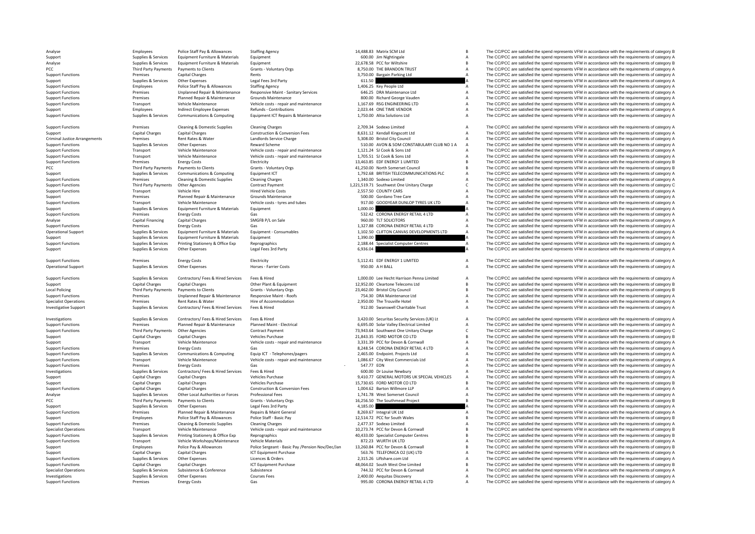| | | | | | | | |
|---|---|---|---|---|---|---|---|
| Analyse | Employees | Police Staff Pay & Allowances | Staffing Agency | 14,488.83 | Matrix SCM Ltd | B | The CC/PCC are satisfied the spend represents VFM in accordance with the requirements of category B |
| Support | Supplies & Services | Equipment Furniture & Materials | Equipment | 600.00 | Jim Nightingale | A | The CC/PCC are satisfied the spend represents VFM in accordance with the requirements of category A |
| Analyse | Supplies & Services | Equipment Furniture & Materials | Equipment | 22,678.58 | PCC for Wiltshire | B | The CC/PCC are satisfied the spend represents VFM in accordance with the requirements of category B |
| PCC | Third Party Payments | Payments to Clients | Grants - Voluntary Orgs | 8,750.00 | THE BRANDON TRUST | A | The CC/PCC are satisfied the spend represents VFM in accordance with the requirements of category A |
| Support Functions | Premises | Capital Charges | Rents | 3,750.00 | Bargain Parking Ltd | A | The CC/PCC are satisfied the spend represents VFM in accordance with the requirements of category A |
| Support | Supplies & Services | Other Expenses | Legal Fees 3rd Party | 611.50 | | A | The CC/PCC are satisfied the spend represents VFM in accordance with the requirements of category A |
| Support Functions | Employees | Police Staff Pay & Allowances | Staffing Agency | 1,406.25 | Key People Ltd | A | The CC/PCC are satisfied the spend represents VFM in accordance with the requirements of category A |
| Support Functions | Premises | Unplanned Repair & Maintenance | Responsive Maint - Sanitary Services | 646.25 | DRA Maintenance Ltd | A | The CC/PCC are satisfied the spend represents VFM in accordance with the requirements of category A |
| Support Functions | Premises | Planned Repair & Maintenance | Grounds Maintenance | 800.00 | Richard George Vauden | A | The CC/PCC are satisfied the spend represents VFM in accordance with the requirements of category A |
| Support Functions | Transport | Vehicle Maintenance | Vehicle costs - repair and maintenance | 1,167.69 | RSG ENGINEERING LTD | A | The CC/PCC are satisfied the spend represents VFM in accordance with the requirements of category A |
| Support | Employees | Indirect Employee Expenses | Refunds - Contributions | 2,023.44 | ONE TIME VENDOR | A | The CC/PCC are satisfied the spend represents VFM in accordance with the requirements of category A |
| Support Functions | Supplies & Services | Communications & Computing | Equipment ICT Repairs & Maintenance | 1,750.00 | Altia Solutions Ltd | A | The CC/PCC are satisfied the spend represents VFM in accordance with the requirements of category A |
| Support Functions | Premises | Cleaning & Domestic Supplies | Cleaning Charges | 2,709.34 | Sodexo Limited | A | The CC/PCC are satisfied the spend represents VFM in accordance with the requirements of category A |
| Support | Capital Charges | Capital Charges | Construction & Conversion Fees | 8,631.12 | Kendall Kingscott Ltd | A | The CC/PCC are satisfied the spend represents VFM in accordance with the requirements of category A |
| Criminal Justice Arrangements | Premises | Rent Rates & Water | Landlords Service Charge | 5,308.00 | Bristol City Council | A | The CC/PCC are satisfied the spend represents VFM in accordance with the requirements of category A |
| Support Functions | Supplies & Services | Other Expenses | Reward Scheme | 510.00 | AVON & SOM CONSTABULARY CLUB NO 1 A | A | The CC/PCC are satisfied the spend represents VFM in accordance with the requirements of category A |
| Support Functions | Transport | Vehicle Maintenance | Vehicle costs - repair and maintenance | 1,121.24 | SJ Cook & Sons Ltd | A | The CC/PCC are satisfied the spend represents VFM in accordance with the requirements of category A |
| Support Functions | Transport | Vehicle Maintenance | Vehicle costs - repair and maintenance | 1,705.51 | SJ Cook & Sons Ltd | A | The CC/PCC are satisfied the spend represents VFM in accordance with the requirements of category A |
| Support Functions | Premises | Energy Costs | Electricity | 13,463.85 | EDF ENERGY 1 LIMITED | B | The CC/PCC are satisfied the spend represents VFM in accordance with the requirements of category B |
| PCC | Third Party Payments | Payments to Clients | Grants - Voluntary Orgs | 41,250.00 | North Somerset Council | B | The CC/PCC are satisfied the spend represents VFM in accordance with the requirements of category B |
| Support | Supplies & Services | Communications & Computing | Equipment ICT | 1,792.68 | BRITISH TELECOMMUNICATIONS PLC | A | The CC/PCC are satisfied the spend represents VFM in accordance with the requirements of category A |
| Support Functions | Premises | Cleaning & Domestic Supplies | Cleaning Charges | 1,340.00 | Sodexo Limited | A | The CC/PCC are satisfied the spend represents VFM in accordance with the requirements of category A |
| Support Functions | Third Party Payments | Other Agencies | Contract Payment | 1,221,519.71 | Southwest One Unitary Charge | C | The CC/PCC are satisfied the spend represents VFM in accordance with the requirements of category C |
| Support Functions | Transport | Vehicle Hire | Hired Vehicle Costs | 2,557.50 | COUNTY CARS | A | The CC/PCC are satisfied the spend represents VFM in accordance with the requirements of category A |
| Support | Premises | Planned Repair & Maintenance | Grounds Maintenance | 500.00 | Gordano Tree Care | A | The CC/PCC are satisfied the spend represents VFM in accordance with the requirements of category A |
| Support Functions | Transport | Vehicle Maintenance | Vehicle costs - tyres and tubes | 917.00 | GOODYEAR DUNLOP TYRES UK LTD | A | The CC/PCC are satisfied the spend represents VFM in accordance with the requirements of category A |
| Support | Supplies & Services | Equipment Furniture & Materials | Equipment | 1,000.00 | | A | The CC/PCC are satisfied the spend represents VFM in accordance with the requirements of category A |
| Support Functions | Premises | Energy Costs | Gas | 532.42 | CORONA ENERGY RETAIL 4 LTD | A | The CC/PCC are satisfied the spend represents VFM in accordance with the requirements of category A |
| Analyse | Capital Financing | Capital Charges | SMGFB P/L on Sale | 960.00 | TLT SOLICITORS | A | The CC/PCC are satisfied the spend represents VFM in accordance with the requirements of category A |
| Support Functions | Premises | Energy Costs | Gas | 1,327.88 | CORONA ENERGY RETAIL 4 LTD | A | The CC/PCC are satisfied the spend represents VFM in accordance with the requirements of category A |
| Operational Support | Supplies & Services | Equipment Furniture & Materials | Equipment - Consumables | 1,102.50 | CLIFTON CANVAS DEVELOPMENTS LTD | A | The CC/PCC are satisfied the spend represents VFM in accordance with the requirements of category A |
| Support | Supplies & Services | Equipment Furniture & Materials | Equipment | 1,390.00 | | A | The CC/PCC are satisfied the spend represents VFM in accordance with the requirements of category A |
| Support Functions | Supplies & Services | Printing Stationery & Office Exp | Reprographics | 2,188.44 | Specialist Computer Centres | A | The CC/PCC are satisfied the spend represents VFM in accordance with the requirements of category A |
| Support | Supplies & Services | Other Expenses | Legal Fees 3rd Party | 6,936.04 | | A | The CC/PCC are satisfied the spend represents VFM in accordance with the requirements of category A |
| Support Functions | Premises | Energy Costs | Electricity | 5,112.41 | EDF ENERGY 1 LIMITED | A | The CC/PCC are satisfied the spend represents VFM in accordance with the requirements of category A |
| Operational Support | Supplies & Services | Other Expenses | Horses - Farrier Costs | 950.00 | A H BALL | A | The CC/PCC are satisfied the spend represents VFM in accordance with the requirements of category A |
| Support Functions | Supplies & Services | Contractors/ Fees & Hired Services | Fees & Hired | 1,000.00 | Lee Hecht Harrison Penna Limited | A | The CC/PCC are satisfied the spend represents VFM in accordance with the requirements of category A |
| Support | Capital Charges | Capital Charges | Other Plant & Equipment | 12,952.00 | Cleartone Telecoms Ltd | B | The CC/PCC are satisfied the spend represents VFM in accordance with the requirements of category B |
| Local Policing | Third Party Payments | Payments to Clients | Grants - Voluntary Orgs | 23,462.00 | Bristol City Council | B | The CC/PCC are satisfied the spend represents VFM in accordance with the requirements of category B |
| Support Functions | Premises | Unplanned Repair & Maintenance | Responsive Maint - Roofs | 754.30 | DRA Maintenance Ltd | A | The CC/PCC are satisfied the spend represents VFM in accordance with the requirements of category A |
| Specialist Operations | Premises | Rent Rates & Water | Hire of Accommodation | 2,950.00 | The Trouville Hotel | A | The CC/PCC are satisfied the spend represents VFM in accordance with the requirements of category A |
| Investigative Support | Supplies & Services | Contractors/ Fees & Hired Services | Fees & Hired | 912.00 | Swanswell Charitable Trust | A | The CC/PCC are satisfied the spend represents VFM in accordance with the requirements of category A |
| Investigations | Supplies & Services | Contractors/ Fees & Hired Services | Fees & Hired | 3,420.00 | Securitas Security Services (UK) Lt | A | The CC/PCC are satisfied the spend represents VFM in accordance with the requirements of category A |
| Support Functions | Premises | Planned Repair & Maintenance | Planned Maint - Electrical | 6,695.00 | Solar Valley Electrical Limited | A | The CC/PCC are satisfied the spend represents VFM in accordance with the requirements of category A |
| Support Functions | Third Party Payments | Other Agencies | Contract Payment | 73,943.64 | Southwest One Unitary Charge | C | The CC/PCC are satisfied the spend represents VFM in accordance with the requirements of category C |
| Support | Capital Charges | Capital Charges | Vehicles Purchase | 21,843.35 | FORD MOTOR CO LTD | B | The CC/PCC are satisfied the spend represents VFM in accordance with the requirements of category B |
| Support | Transport | Vehicle Maintenance | Vehicle costs - repair and maintenance | 3,331.39 | PCC for Devon & Cornwall | A | The CC/PCC are satisfied the spend represents VFM in accordance with the requirements of category A |
| Support Functions | Premises | Energy Costs | Gas | 8,248.54 | CORONA ENERGY RETAIL 4 LTD | A | The CC/PCC are satisfied the spend represents VFM in accordance with the requirements of category A |
| Support Functions | Supplies & Services | Communications & Computing | Equip ICT - Telephones/pagers | 2,465.00 | Endpoint. Projects Ltd | A | The CC/PCC are satisfied the spend represents VFM in accordance with the requirements of category A |
| Support Functions | Transport | Vehicle Maintenance | Vehicle costs - repair and maintenance | 1,086.67 | City West Commercials Ltd | A | The CC/PCC are satisfied the spend represents VFM in accordance with the requirements of category A |
| Support Functions | Premises | Energy Costs | Gas | - 547.77 | EON | A | The CC/PCC are satisfied the spend represents VFM in accordance with the requirements of category A |
| Investigations | Supplies & Services | Contractors/ Fees & Hired Services | Fees & Hired | 600.00 | Dr Louise Newbury | A | The CC/PCC are satisfied the spend represents VFM in accordance with the requirements of category A |
| Support | Capital Charges | Capital Charges | Vehicles Purchase | 9,410.77 | GENERAL MOTORS UK SPECIAL VEHICLES | A | The CC/PCC are satisfied the spend represents VFM in accordance with the requirements of category A |
| Support | Capital Charges | Capital Charges | Vehicles Purchase | 15,730.65 | FORD MOTOR CO LTD | B | The CC/PCC are satisfied the spend represents VFM in accordance with the requirements of category B |
| Support Functions | Capital Charges | Capital Charges | Construction & Conversion Fees | 1,004.62 | Barton Willmore LLP | A | The CC/PCC are satisfied the spend represents VFM in accordance with the requirements of category A |
| Analyse | Supplies & Services | Other Local Authorities or Forces | Professional Fees | 1,741.78 | West Somerset Council | A | The CC/PCC are satisfied the spend represents VFM in accordance with the requirements of category A |
| PCC | Third Party Payments | Payments to Clients | Grants - Voluntary Orgs | 16,256.50 | The Southmead Project | B | The CC/PCC are satisfied the spend represents VFM in accordance with the requirements of category B |
| Support | Supplies & Services | Other Expenses | Legal Fees 3rd Party | 4,185.00 | | A | The CC/PCC are satisfied the spend represents VFM in accordance with the requirements of category A |
| Support Functions | Premises | Planned Repair & Maintenance | Repairs & Maint General | 8,269.67 | Integral UK Ltd | A | The CC/PCC are satisfied the spend represents VFM in accordance with the requirements of category A |
| Support | Employees | Police Staff Pay & Allowances | Police Staff - Basic Pay | 12,514.72 | PCC for South Wales | B | The CC/PCC are satisfied the spend represents VFM in accordance with the requirements of category B |
| Support Functions | Premises | Cleaning & Domestic Supplies | Cleaning Charges | 2,477.37 | Sodexo Limited | A | The CC/PCC are satisfied the spend represents VFM in accordance with the requirements of category A |
| Specialist Operations | Transport | Vehicle Maintenance | Vehicle costs - repair and maintenance | 10,273.74 | PCC for Devon & Cornwall | B | The CC/PCC are satisfied the spend represents VFM in accordance with the requirements of category B |
| Support Functions | Supplies & Services | Printing Stationery & Office Exp | Reprographics | 40,433.00 | Specialist Computer Centres | B | The CC/PCC are satisfied the spend represents VFM in accordance with the requirements of category B |
| Support Functions | Transport | Vehicle Workshops/Maintenance | Vehicle Materials | 872.23 | WURTH UK LTD | A | The CC/PCC are satisfied the spend represents VFM in accordance with the requirements of category A |
| Support | Employees | Police Pay & Allowances | Police Sergeant - Basic Pay /Pension Nov/Dec/Jan | 13,260.84 | PCC for Devon & Cornwall | B | The CC/PCC are satisfied the spend represents VFM in accordance with the requirements of category B |
| Support | Capital Charges | Capital Charges | ICT Equipment Purchase | 563.76 | TELEFONICA O2 (UK) LTD | A | The CC/PCC are satisfied the spend represents VFM in accordance with the requirements of category A |
| Support Functions | Supplies & Services | Other Expenses | Licences & Orders | 2,315.26 | Liftshare.com Ltd | A | The CC/PCC are satisfied the spend represents VFM in accordance with the requirements of category A |
| Support Functions | Capital Charges | Capital Charges | ICT Equipment Purchase | 48,064.02 | South West One Limited | B | The CC/PCC are satisfied the spend represents VFM in accordance with the requirements of category B |
| Specialist Operations | Supplies & Services | Subsistence & Conference | Subsistence | 744.32 | PCC for Devon & Cornwall | A | The CC/PCC are satisfied the spend represents VFM in accordance with the requirements of category A |
| Investigations | Supplies & Services | Other Expenses | Courses Fees | 2,400.00 | Aequitas Discovery | A | The CC/PCC are satisfied the spend represents VFM in accordance with the requirements of category A |
| Support Functions | Premises | Energy Costs | Gas | 995.00 | CORONA ENERGY RETAIL 4 LTD | A | The CC/PCC are satisfied the spend represents VFM in accordance with the requirements of category A |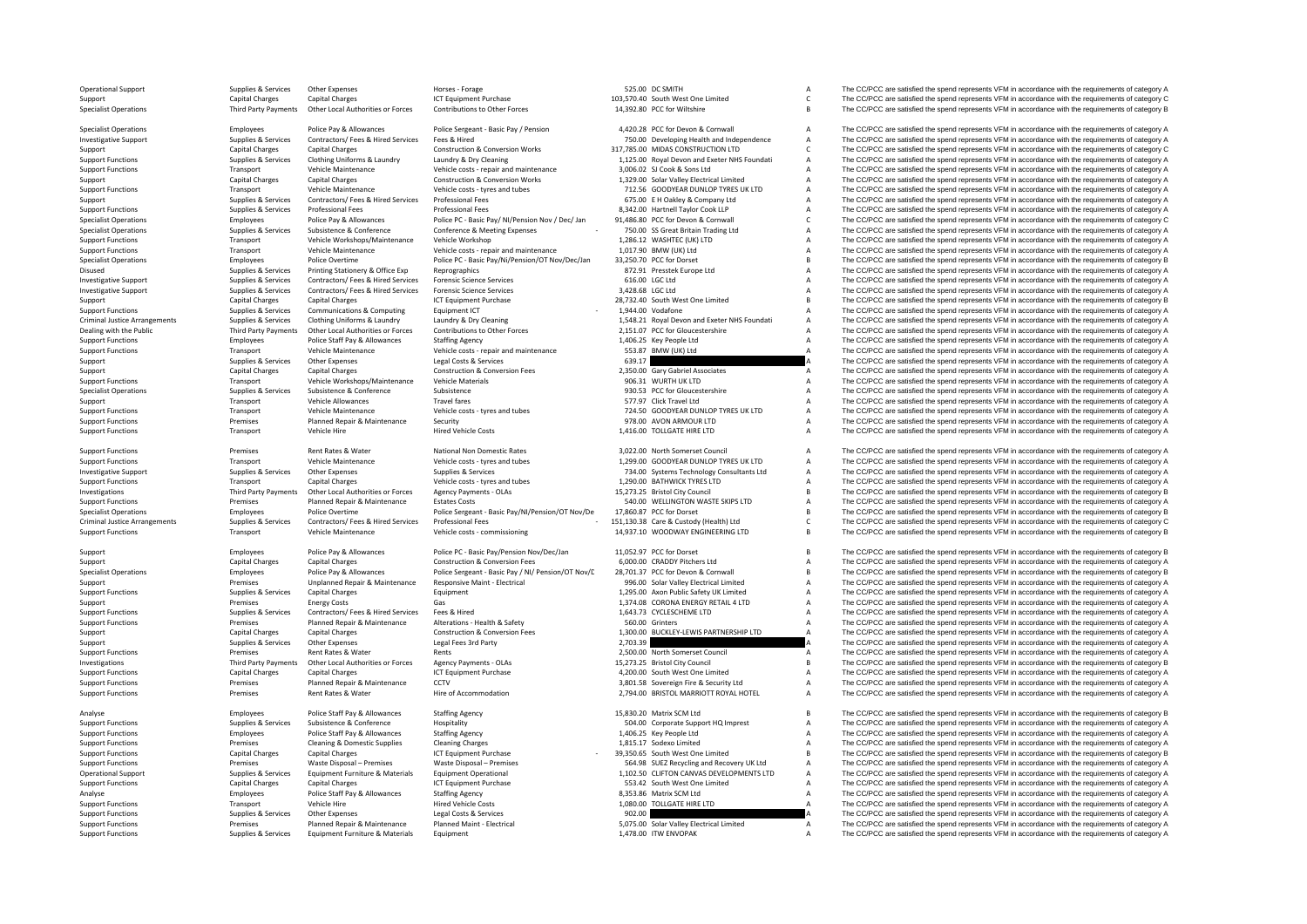| | | | | | | | |
|---|---|---|---|---|---|---|---|
| Operational Support | Supplies & Services | Other Expenses | Horses - Forage | 525.00 | DC SMITH | A | The CC/PCC are satisfied the spend represents VFM in accordance with the requirements of category A |
| Support | Capital Charges | Capital Charges | ICT Equipment Purchase | 103,570.40 | South West One Limited | C | The CC/PCC are satisfied the spend represents VFM in accordance with the requirements of category C |
| Specialist Operations | Third Party Payments | Other Local Authorities or Forces | Contributions to Other Forces | 14,392.80 | PCC for Wiltshire | B | The CC/PCC are satisfied the spend represents VFM in accordance with the requirements of category B |
| Specialist Operations | Employees | Police Pay & Allowances | Police Sergeant - Basic Pay / Pension | 4,420.28 | PCC for Devon & Cornwall | A | The CC/PCC are satisfied the spend represents VFM in accordance with the requirements of category A |
| Investigative Support | Supplies & Services | Contractors/ Fees & Hired Services | Fees & Hired | 750.00 | Developing Health and Independence | A | The CC/PCC are satisfied the spend represents VFM in accordance with the requirements of category A |
| Support | Capital Charges | Capital Charges | Construction & Conversion Works | 317,785.00 | MIDAS CONSTRUCTION LTD | C | The CC/PCC are satisfied the spend represents VFM in accordance with the requirements of category C |
| Support Functions | Supplies & Services | Clothing Uniforms & Laundry | Laundry & Dry Cleaning | 1,125.00 | Royal Devon and Exeter NHS Foundati | A | The CC/PCC are satisfied the spend represents VFM in accordance with the requirements of category A |
| Support Functions | Transport | Vehicle Maintenance | Vehicle costs - repair and maintenance | 3,006.02 | SJ Cook & Sons Ltd | A | The CC/PCC are satisfied the spend represents VFM in accordance with the requirements of category A |
| Support | Capital Charges | Capital Charges | Construction & Conversion Works | 1,329.00 | Solar Valley Electrical Limited | A | The CC/PCC are satisfied the spend represents VFM in accordance with the requirements of category A |
| Support Functions | Transport | Vehicle Maintenance | Vehicle costs - tyres and tubes | 712.56 | GOODYEAR DUNLOP TYRES UK LTD | A | The CC/PCC are satisfied the spend represents VFM in accordance with the requirements of category A |
| Support | Supplies & Services | Contractors/ Fees & Hired Services | Professional Fees | 675.00 | E H Oakley & Company Ltd | A | The CC/PCC are satisfied the spend represents VFM in accordance with the requirements of category A |
| Support Functions | Supplies & Services | Professional Fees | Professional Fees | 8,342.00 | Hartnell Taylor Cook LLP | A | The CC/PCC are satisfied the spend represents VFM in accordance with the requirements of category A |
| Specialist Operations | Employees | Police Pay & Allowances | Police PC - Basic Pay/ NI/Pension Nov / Dec/ Jan | 91,486.80 | PCC for Devon & Cornwall | C | The CC/PCC are satisfied the spend represents VFM in accordance with the requirements of category C |
| Specialist Operations | Supplies & Services | Subsistence & Conference | Conference & Meeting Expenses | - 750.00 | SS Great Britain Trading Ltd | A | The CC/PCC are satisfied the spend represents VFM in accordance with the requirements of category A |
| Support Functions | Transport | Vehicle Workshops/Maintenance | Vehicle Workshop | 1,286.12 | WASHTEC (UK) LTD | A | The CC/PCC are satisfied the spend represents VFM in accordance with the requirements of category A |
| Support Functions | Transport | Vehicle Maintenance | Vehicle costs - repair and maintenance | 1,017.90 | BMW (UK) Ltd | A | The CC/PCC are satisfied the spend represents VFM in accordance with the requirements of category A |
| Specialist Operations | Employees | Police Overtime | Police PC - Basic Pay/Ni/Pension/OT Nov/Dec/Jan | 33,250.70 | PCC for Dorset | B | The CC/PCC are satisfied the spend represents VFM in accordance with the requirements of category B |
| Disused | Supplies & Services | Printing Stationery & Office Exp | Reprographics | 872.91 | Presstek Europe Ltd | A | The CC/PCC are satisfied the spend represents VFM in accordance with the requirements of category A |
| Investigative Support | Supplies & Services | Contractors/ Fees & Hired Services | Forensic Science Services | 616.00 | LGC Ltd | A | The CC/PCC are satisfied the spend represents VFM in accordance with the requirements of category A |
| Investigative Support | Supplies & Services | Contractors/ Fees & Hired Services | Forensic Science Services | 3,428.68 | LGC Ltd | A | The CC/PCC are satisfied the spend represents VFM in accordance with the requirements of category A |
| Support | Capital Charges | Capital Charges | ICT Equipment Purchase | 28,732.40 | South West One Limited | B | The CC/PCC are satisfied the spend represents VFM in accordance with the requirements of category B |
| Support Functions | Supplies & Services | Communications & Computing | Equipment ICT | - 1,944.00 | Vodafone | A | The CC/PCC are satisfied the spend represents VFM in accordance with the requirements of category A |
| Criminal Justice Arrangements | Supplies & Services | Clothing Uniforms & Laundry | Laundry & Dry Cleaning | 1,548.21 | Royal Devon and Exeter NHS Foundati | A | The CC/PCC are satisfied the spend represents VFM in accordance with the requirements of category A |
| Dealing with the Public | Third Party Payments | Other Local Authorities or Forces | Contributions to Other Forces | 2,151.07 | PCC for Gloucestershire | A | The CC/PCC are satisfied the spend represents VFM in accordance with the requirements of category A |
| Support Functions | Employees | Police Staff Pay & Allowances | Staffing Agency | 1,406.25 | Key People Ltd | A | The CC/PCC are satisfied the spend represents VFM in accordance with the requirements of category A |
| Support Functions | Transport | Vehicle Maintenance | Vehicle costs - repair and maintenance | 553.87 | BMW (UK) Ltd | A | The CC/PCC are satisfied the spend represents VFM in accordance with the requirements of category A |
| Support | Supplies & Services | Other Expenses | Legal Costs & Services | 639.17 | | A | The CC/PCC are satisfied the spend represents VFM in accordance with the requirements of category A |
| Support | Capital Charges | Capital Charges | Construction & Conversion Fees | 2,350.00 | Gary Gabriel Associates | A | The CC/PCC are satisfied the spend represents VFM in accordance with the requirements of category A |
| Support Functions | Transport | Vehicle Workshops/Maintenance | Vehicle Materials | 906.31 | WURTH UK LTD | A | The CC/PCC are satisfied the spend represents VFM in accordance with the requirements of category A |
| Specialist Operations | Supplies & Services | Subsistence & Conference | Subsistence | 930.53 | PCC for Gloucestershire | A | The CC/PCC are satisfied the spend represents VFM in accordance with the requirements of category A |
| Support | Transport | Vehicle Allowances | Travel fares | 577.97 | Click Travel Ltd | A | The CC/PCC are satisfied the spend represents VFM in accordance with the requirements of category A |
| Support Functions | Transport | Vehicle Maintenance | Vehicle costs - tyres and tubes | 724.50 | GOODYEAR DUNLOP TYRES UK LTD | A | The CC/PCC are satisfied the spend represents VFM in accordance with the requirements of category A |
| Support Functions | Premises | Planned Repair & Maintenance | Security | 978.00 | AVON ARMOUR LTD | A | The CC/PCC are satisfied the spend represents VFM in accordance with the requirements of category A |
| Support Functions | Transport | Vehicle Hire | Hired Vehicle Costs | 1,416.00 | TOLLGATE HIRE LTD | A | The CC/PCC are satisfied the spend represents VFM in accordance with the requirements of category A |
| Support Functions | Premises | Rent Rates & Water | National Non Domestic Rates | 3,022.00 | North Somerset Council | A | The CC/PCC are satisfied the spend represents VFM in accordance with the requirements of category A |
| Support Functions | Transport | Vehicle Maintenance | Vehicle costs - tyres and tubes | 1,299.00 | GOODYEAR DUNLOP TYRES UK LTD | A | The CC/PCC are satisfied the spend represents VFM in accordance with the requirements of category A |
| Investigative Support | Supplies & Services | Other Expenses | Supplies & Services | 734.00 | Systems Technology Consultants Ltd | A | The CC/PCC are satisfied the spend represents VFM in accordance with the requirements of category A |
| Support Functions | Transport | Capital Charges | Vehicle costs - tyres and tubes | 1,290.00 | BATHWICK TYRES LTD | A | The CC/PCC are satisfied the spend represents VFM in accordance with the requirements of category A |
| Investigations | Third Party Payments | Other Local Authorities or Forces | Agency Payments - OLAs | 15,273.25 | Bristol City Council | B | The CC/PCC are satisfied the spend represents VFM in accordance with the requirements of category B |
| Support Functions | Premises | Planned Repair & Maintenance | Estates Costs | 540.00 | WELLINGTON WASTE SKIPS LTD | A | The CC/PCC are satisfied the spend represents VFM in accordance with the requirements of category A |
| Specialist Operations | Employees | Police Overtime | Police Sergeant - Basic Pay/NI/Pension/OT Nov/De | 17,860.87 | PCC for Dorset | B | The CC/PCC are satisfied the spend represents VFM in accordance with the requirements of category B |
| Criminal Justice Arrangements | Supplies & Services | Contractors/ Fees & Hired Services | Professional Fees | - 151,130.38 | Care & Custody (Health) Ltd | C | The CC/PCC are satisfied the spend represents VFM in accordance with the requirements of category C |
| Support Functions | Transport | Vehicle Maintenance | Vehicle costs - commissioning | 14,937.10 | WOODWAY ENGINEERING LTD | B | The CC/PCC are satisfied the spend represents VFM in accordance with the requirements of category B |
| Support | Employees | Police Pay & Allowances | Police PC - Basic Pay/Pension Nov/Dec/Jan | 11,052.97 | PCC for Dorset | B | The CC/PCC are satisfied the spend represents VFM in accordance with the requirements of category B |
| Support | Capital Charges | Capital Charges | Construction & Conversion Fees | 6,000.00 | CRADDY Pitchers Ltd | A | The CC/PCC are satisfied the spend represents VFM in accordance with the requirements of category A |
| Specialist Operations | Employees | Police Pay & Allowances | Police Sergeant - Basic Pay / NI/ Pension/OT Nov/D | 28,701.37 | PCC for Devon & Cornwall | B | The CC/PCC are satisfied the spend represents VFM in accordance with the requirements of category B |
| Support | Premises | Unplanned Repair & Maintenance | Responsive Maint - Electrical | 996.00 | Solar Valley Electrical Limited | A | The CC/PCC are satisfied the spend represents VFM in accordance with the requirements of category A |
| Support Functions | Supplies & Services | Capital Charges | Equipment | 1,295.00 | Axon Public Safety UK Limited | A | The CC/PCC are satisfied the spend represents VFM in accordance with the requirements of category A |
| Support | Premises | Energy Costs | Gas | 1,374.08 | CORONA ENERGY RETAIL 4 LTD | A | The CC/PCC are satisfied the spend represents VFM in accordance with the requirements of category A |
| Support Functions | Supplies & Services | Contractors/ Fees & Hired Services | Fees & Hired | 1,643.73 | CYCLESCHEME LTD | A | The CC/PCC are satisfied the spend represents VFM in accordance with the requirements of category A |
| Support Functions | Premises | Planned Repair & Maintenance | Alterations - Health & Safety | 560.00 | Grinters | A | The CC/PCC are satisfied the spend represents VFM in accordance with the requirements of category A |
| Support | Capital Charges | Capital Charges | Construction & Conversion Fees | 1,300.00 | BUCKLEY-LEWIS PARTNERSHIP LTD | A | The CC/PCC are satisfied the spend represents VFM in accordance with the requirements of category A |
| Support | Supplies & Services | Other Expenses | Legal Fees 3rd Party | 2,703.39 | | A | The CC/PCC are satisfied the spend represents VFM in accordance with the requirements of category A |
| Support Functions | Premises | Rent Rates & Water | Rents | 2,500.00 | North Somerset Council | A | The CC/PCC are satisfied the spend represents VFM in accordance with the requirements of category A |
| Investigations | Third Party Payments | Other Local Authorities or Forces | Agency Payments - OLAs | 15,273.25 | Bristol City Council | B | The CC/PCC are satisfied the spend represents VFM in accordance with the requirements of category B |
| Support Functions | Capital Charges | Capital Charges | ICT Equipment Purchase | 4,200.00 | South West One Limited | A | The CC/PCC are satisfied the spend represents VFM in accordance with the requirements of category A |
| Support Functions | Premises | Planned Repair & Maintenance | CCTV | 3,801.58 | Sovereign Fire & Security Ltd | A | The CC/PCC are satisfied the spend represents VFM in accordance with the requirements of category A |
| Support Functions | Premises | Rent Rates & Water | Hire of Accommodation | 2,794.00 | BRISTOL MARRIOTT ROYAL HOTEL | A | The CC/PCC are satisfied the spend represents VFM in accordance with the requirements of category A |
| Analyse | Employees | Police Staff Pay & Allowances | Staffing Agency | 15,830.20 | Matrix SCM Ltd | B | The CC/PCC are satisfied the spend represents VFM in accordance with the requirements of category B |
| Support Functions | Supplies & Services | Subsistence & Conference | Hospitality | 504.00 | Corporate Support HQ Imprest | A | The CC/PCC are satisfied the spend represents VFM in accordance with the requirements of category A |
| Support Functions | Employees | Police Staff Pay & Allowances | Staffing Agency | 1,406.25 | Key People Ltd | A | The CC/PCC are satisfied the spend represents VFM in accordance with the requirements of category A |
| Support Functions | Premises | Cleaning & Domestic Supplies | Cleaning Charges | 1,815.17 | Sodexo Limited | A | The CC/PCC are satisfied the spend represents VFM in accordance with the requirements of category A |
| Support Functions | Capital Charges | Capital Charges | ICT Equipment Purchase | - 39,350.65 | South West One Limited | B | The CC/PCC are satisfied the spend represents VFM in accordance with the requirements of category B |
| Support Functions | Premises | Waste Disposal – Premises | Waste Disposal – Premises | 564.98 | SUEZ Recycling and Recovery UK Ltd | A | The CC/PCC are satisfied the spend represents VFM in accordance with the requirements of category A |
| Operational Support | Supplies & Services | Equipment Furniture & Materials | Equipment Operational | 1,102.50 | CLIFTON CANVAS DEVELOPMENTS LTD | A | The CC/PCC are satisfied the spend represents VFM in accordance with the requirements of category A |
| Support Functions | Capital Charges | Capital Charges | ICT Equipment Purchase | 553.42 | South West One Limited | A | The CC/PCC are satisfied the spend represents VFM in accordance with the requirements of category A |
| Analyse | Employees | Police Staff Pay & Allowances | Staffing Agency | 8,353.86 | Matrix SCM Ltd | A | The CC/PCC are satisfied the spend represents VFM in accordance with the requirements of category A |
| Support Functions | Transport | Vehicle Hire | Hired Vehicle Costs | 1,080.00 | TOLLGATE HIRE LTD | A | The CC/PCC are satisfied the spend represents VFM in accordance with the requirements of category A |
| Support Functions | Supplies & Services | Other Expenses | Legal Costs & Services | 902.00 | | A | The CC/PCC are satisfied the spend represents VFM in accordance with the requirements of category A |
| Support Functions | Premises | Planned Repair & Maintenance | Planned Maint - Electrical | 5,075.00 | Solar Valley Electrical Limited | A | The CC/PCC are satisfied the spend represents VFM in accordance with the requirements of category A |
| Support Functions | Supplies & Services | Equipment Furniture & Materials | Equipment | 1,478.00 | ITW ENVOPAK | A | The CC/PCC are satisfied the spend represents VFM in accordance with the requirements of category A |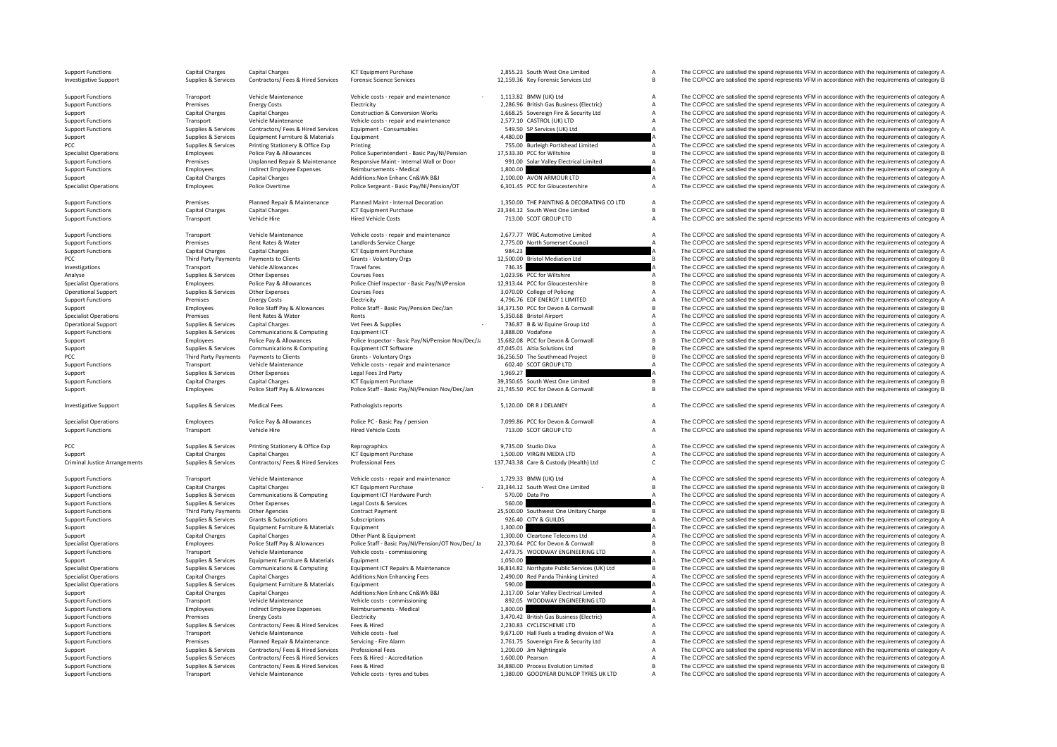| | | | | | | | |
|---|---|---|---|---|---|---|---|
| Support Functions | Capital Charges | Capital Charges | ICT Equipment Purchase | 2,855.23 | South West One Limited | A | The CC/PCC are satisfied the spend represents VFM in accordance with the requirements of category A |
| Investigative Support | Supplies & Services | Contractors/ Fees & Hired Services | Forensic Science Services | 12,159.36 | Key Forensic Services Ltd | B | The CC/PCC are satisfied the spend represents VFM in accordance with the requirements of category B |
| Support Functions | Transport | Vehicle Maintenance | Vehicle costs - repair and maintenance | 1,113.82 | BMW (UK) Ltd | A | The CC/PCC are satisfied the spend represents VFM in accordance with the requirements of category A |
| Support Functions | Premises | Energy Costs | Electricity | 2,286.96 | British Gas Business (Electric) | A | The CC/PCC are satisfied the spend represents VFM in accordance with the requirements of category A |
| Support | Capital Charges | Capital Charges | Construction & Conversion Works | 1,668.25 | Sovereign Fire & Security Ltd | A | The CC/PCC are satisfied the spend represents VFM in accordance with the requirements of category A |
| Support Functions | Transport | Vehicle Maintenance | Vehicle costs - repair and maintenance | 2,577.10 | CASTROL (UK) LTD | A | The CC/PCC are satisfied the spend represents VFM in accordance with the requirements of category A |
| Support Functions | Supplies & Services | Contractors/ Fees & Hired Services | Equipment - Consumables | 549.50 | SP Services (UK) Ltd | A | The CC/PCC are satisfied the spend represents VFM in accordance with the requirements of category A |
| Support | Supplies & Services | Equipment Furniture & Materials | Equipment | 4,480.00 | | A | The CC/PCC are satisfied the spend represents VFM in accordance with the requirements of category A |
| PCC | Supplies & Services | Printing Stationery & Office Exp | Printing | 755.00 | Burleigh Portishead Limited | A | The CC/PCC are satisfied the spend represents VFM in accordance with the requirements of category A |
| Specialist Operations | Employees | Police Pay & Allowances | Police Superintendent - Basic Pay/Ni/Pension | 17,533.30 | PCC for Wiltshire | B | The CC/PCC are satisfied the spend represents VFM in accordance with the requirements of category B |
| Support Functions | Premises | Unplanned Repair & Maintenance | Responsive Maint - Internal Wall or Door | 991.00 | Solar Valley Electrical Limited | A | The CC/PCC are satisfied the spend represents VFM in accordance with the requirements of category A |
| Support Functions | Employees | Indirect Employee Expenses | Reimbursements - Medical | 1,800.00 | | A | The CC/PCC are satisfied the spend represents VFM in accordance with the requirements of category A |
| Support | Capital Charges | Capital Charges | Additions:Non Enhanc Cn&Wk B&I | 2,100.00 | AVON ARMOUR LTD | A | The CC/PCC are satisfied the spend represents VFM in accordance with the requirements of category A |
| Specialist Operations | Employees | Police Overtime | Police Sergeant - Basic Pay/NI/Pension/OT | 6,301.45 | PCC for Gloucestershire | A | The CC/PCC are satisfied the spend represents VFM in accordance with the requirements of category A |
| Support Functions | Premises | Planned Repair & Maintenance | Planned Maint - Internal Decoration | 1,350.00 | THE PAINTING & DECORATING CO LTD | A | The CC/PCC are satisfied the spend represents VFM in accordance with the requirements of category A |
| Support Functions | Capital Charges | Capital Charges | ICT Equipment Purchase | 23,344.12 | South West One Limited | B | The CC/PCC are satisfied the spend represents VFM in accordance with the requirements of category B |
| Support Functions | Transport | Vehicle Hire | Hired Vehicle Costs | 713.00 | SCOT GROUP LTD | A | The CC/PCC are satisfied the spend represents VFM in accordance with the requirements of category A |
| Support Functions | Transport | Vehicle Maintenance | Vehicle costs - repair and maintenance | 2,677.77 | WBC Automotive Limited | A | The CC/PCC are satisfied the spend represents VFM in accordance with the requirements of category A |
| Support Functions | Premises | Rent Rates & Water | Landlords Service Charge | 2,775.00 | North Somerset Council | A | The CC/PCC are satisfied the spend represents VFM in accordance with the requirements of category A |
| Support Functions | Capital Charges | Capital Charges | ICT Equipment Purchase | 984.23 | | A | The CC/PCC are satisfied the spend represents VFM in accordance with the requirements of category A |
| PCC | Third Party Payments | Payments to Clients | Grants - Voluntary Orgs | 12,500.00 | Bristol Mediation Ltd | B | The CC/PCC are satisfied the spend represents VFM in accordance with the requirements of category B |
| Investigations | Transport | Vehicle Allowances | Travel fares | 736.35 | | A | The CC/PCC are satisfied the spend represents VFM in accordance with the requirements of category A |
| Analyse | Supplies & Services | Other Expenses | Courses Fees | 1,023.96 | PCC for Wiltshire | A | The CC/PCC are satisfied the spend represents VFM in accordance with the requirements of category A |
| Specialist Operations | Employees | Police Pay & Allowances | Police Chief Inspector - Basic Pay/NI/Pension | 12,913.44 | PCC for Gloucestershire | B | The CC/PCC are satisfied the spend represents VFM in accordance with the requirements of category B |
| Operational Support | Supplies & Services | Other Expenses | Courses Fees | 3,070.00 | College of Policing | A | The CC/PCC are satisfied the spend represents VFM in accordance with the requirements of category A |
| Support Functions | Premises | Energy Costs | Electricity | 4,796.76 | EDF ENERGY 1 LIMITED | A | The CC/PCC are satisfied the spend represents VFM in accordance with the requirements of category A |
| Support | Employees | Police Staff Pay & Allowances | Police Staff - Basic Pay/Pension Dec/Jan | 14,371.50 | PCC for Devon & Cornwall | B | The CC/PCC are satisfied the spend represents VFM in accordance with the requirements of category B |
| Specialist Operations | Premises | Rent Rates & Water | Rents | 5,350.68 | Bristol Airport | A | The CC/PCC are satisfied the spend represents VFM in accordance with the requirements of category A |
| Operational Support | Supplies & Services | Capital Charges | Vet Fees & Supplies | 736.87 | B & W Equine Group Ltd | A | The CC/PCC are satisfied the spend represents VFM in accordance with the requirements of category A |
| Support Functions | Supplies & Services | Communications & Computing | Equipment ICT | 3,888.00 | Vodafone | A | The CC/PCC are satisfied the spend represents VFM in accordance with the requirements of category A |
| Support | Employees | Police Pay & Allowances | Police Inspector - Basic Pay/Ni/Pension Nov/Dec/Ja | 15,682.08 | PCC for Devon & Cornwall | B | The CC/PCC are satisfied the spend represents VFM in accordance with the requirements of category B |
| Support | Supplies & Services | Communications & Computing | Equipment ICT Software | 47,045.01 | Altia Solutions Ltd | B | The CC/PCC are satisfied the spend represents VFM in accordance with the requirements of category B |
| PCC | Third Party Payments | Payments to Clients | Grants - Voluntary Orgs | 16,256.50 | The Southmead Project | B | The CC/PCC are satisfied the spend represents VFM in accordance with the requirements of category B |
| Support Functions | Transport | Vehicle Maintenance | Vehicle costs - repair and maintenance | 602.40 | SCOT GROUP LTD | A | The CC/PCC are satisfied the spend represents VFM in accordance with the requirements of category A |
| Support | Supplies & Services | Other Expenses | Legal Fees 3rd Party | 1,969.27 | | A | The CC/PCC are satisfied the spend represents VFM in accordance with the requirements of category A |
| Support Functions | Capital Charges | Capital Charges | ICT Equipment Purchase | 39,350.65 | South West One Limited | B | The CC/PCC are satisfied the spend represents VFM in accordance with the requirements of category B |
| Support | Employees | Police Staff Pay & Allowances | Police Staff - Basic Pay/NI/Pension Nov/Dec/Jan | 21,745.50 | PCC for Devon & Cornwall | B | The CC/PCC are satisfied the spend represents VFM in accordance with the requirements of category B |
| Investigative Support | Supplies & Services | Medical Fees | Pathologists reports | 5,120.00 | DR R J DELANEY | A | The CC/PCC are satisfied the spend represents VFM in accordance with the requirements of category A |
| Specialist Operations | Employees | Police Pay & Allowances | Police PC - Basic Pay / pension | 7,099.86 | PCC for Devon & Cornwall | A | The CC/PCC are satisfied the spend represents VFM in accordance with the requirements of category A |
| Support Functions | Transport | Vehicle Hire | Hired Vehicle Costs | 713.00 | SCOT GROUP LTD | A | The CC/PCC are satisfied the spend represents VFM in accordance with the requirements of category A |
| PCC | Supplies & Services | Printing Stationery & Office Exp | Reprographics | 9,735.00 | Studio Diva | A | The CC/PCC are satisfied the spend represents VFM in accordance with the requirements of category A |
| Support | Capital Charges | Capital Charges | ICT Equipment Purchase | 1,500.00 | VIRGIN MEDIA LTD | A | The CC/PCC are satisfied the spend represents VFM in accordance with the requirements of category A |
| Criminal Justice Arrangements | Supplies & Services | Contractors/ Fees & Hired Services | Professional Fees | 137,743.38 | Care & Custody (Health) Ltd | C | The CC/PCC are satisfied the spend represents VFM in accordance with the requirements of category C |
| Support Functions | Transport | Vehicle Maintenance | Vehicle costs - repair and maintenance | 1,729.33 | BMW (UK) Ltd | A | The CC/PCC are satisfied the spend represents VFM in accordance with the requirements of category A |
| Support Functions | Capital Charges | Capital Charges | ICT Equipment Purchase | 23,344.12 | South West One Limited | B | The CC/PCC are satisfied the spend represents VFM in accordance with the requirements of category B |
| Support Functions | Supplies & Services | Communications & Computing | Equipment ICT Hardware Purch | 570.00 | Data Pro | A | The CC/PCC are satisfied the spend represents VFM in accordance with the requirements of category A |
| Support Functions | Supplies & Services | Other Expenses | Legal Costs & Services | 560.00 | | A | The CC/PCC are satisfied the spend represents VFM in accordance with the requirements of category A |
| Support Functions | Third Party Payments | Other Agencies | Contract Payment | 25,500.00 | Southwest One Unitary Charge | B | The CC/PCC are satisfied the spend represents VFM in accordance with the requirements of category B |
| Support Functions | Supplies & Services | Grants & Subscriptions | Subscriptions | 926.40 | CITY & GUILDS | A | The CC/PCC are satisfied the spend represents VFM in accordance with the requirements of category A |
| Support | Supplies & Services | Equipment Furniture & Materials | Equipment | 1,300.00 | | A | The CC/PCC are satisfied the spend represents VFM in accordance with the requirements of category A |
| Support | Capital Charges | Capital Charges | Other Plant & Equipment | 1,300.00 | Cleartone Telecoms Ltd | A | The CC/PCC are satisfied the spend represents VFM in accordance with the requirements of category A |
| Specialist Operations | Employees | Police Staff Pay & Allowances | Police Staff - Basic Pay/NI/Pension/OT Nov/Dec/ Ja | 22,370.64 | PCC for Devon & Cornwall | B | The CC/PCC are satisfied the spend represents VFM in accordance with the requirements of category B |
| Support Functions | Transport | Vehicle Maintenance | Vehicle costs - commissioning | 2,473.75 | WOODWAY ENGINEERING LTD | A | The CC/PCC are satisfied the spend represents VFM in accordance with the requirements of category A |
| Support | Supplies & Services | Equipment Furniture & Materials | Equipment | 1,050.00 | | A | The CC/PCC are satisfied the spend represents VFM in accordance with the requirements of category A |
| Specialist Operations | Supplies & Services | Communications & Computing | Equipment ICT Repairs & Maintenance | 16,814.82 | Northgate Public Services (UK) Ltd | B | The CC/PCC are satisfied the spend represents VFM in accordance with the requirements of category B |
| Specialist Operations | Capital Charges | Capital Charges | Additions:Non Enhancing Fees | 2,490.00 | Red Panda Thinking Limited | A | The CC/PCC are satisfied the spend represents VFM in accordance with the requirements of category A |
| Specialist Operations | Supplies & Services | Equipment Furniture & Materials | Equipment | 590.00 | | A | The CC/PCC are satisfied the spend represents VFM in accordance with the requirements of category A |
| Support | Capital Charges | Capital Charges | Additions:Non Enhanc Cn&Wk B&I | 2,317.00 | Solar Valley Electrical Limited | A | The CC/PCC are satisfied the spend represents VFM in accordance with the requirements of category A |
| Support Functions | Transport | Vehicle Maintenance | Vehicle costs - commissioning | 892.05 | WOODWAY ENGINEERING LTD | A | The CC/PCC are satisfied the spend represents VFM in accordance with the requirements of category A |
| Support Functions | Employees | Indirect Employee Expenses | Reimbursements - Medical | 1,800.00 | | A | The CC/PCC are satisfied the spend represents VFM in accordance with the requirements of category A |
| Support Functions | Premises | Energy Costs | Electricity | 3,470.42 | British Gas Business (Electric) | A | The CC/PCC are satisfied the spend represents VFM in accordance with the requirements of category A |
| Support Functions | Supplies & Services | Contractors/ Fees & Hired Services | Fees & Hired | 2,230.83 | CYCLESCHEME LTD | A | The CC/PCC are satisfied the spend represents VFM in accordance with the requirements of category A |
| Support Functions | Transport | Vehicle Maintenance | Vehicle costs - fuel | 9,671.00 | Hall Fuels a trading division of Wa | A | The CC/PCC are satisfied the spend represents VFM in accordance with the requirements of category A |
| Support Functions | Premises | Planned Repair & Maintenance | Servicing - Fire Alarm | 2,761.75 | Sovereign Fire & Security Ltd | A | The CC/PCC are satisfied the spend represents VFM in accordance with the requirements of category A |
| Support | Supplies & Services | Contractors/ Fees & Hired Services | Professional Fees | 1,200.00 | Jim Nightingale | A | The CC/PCC are satisfied the spend represents VFM in accordance with the requirements of category A |
| Support Functions | Supplies & Services | Contractors/ Fees & Hired Services | Fees & Hired - Accreditation | 1,600.00 | Pearson | A | The CC/PCC are satisfied the spend represents VFM in accordance with the requirements of category A |
| Support Functions | Supplies & Services | Contractors/ Fees & Hired Services | Fees & Hired | 34,880.00 | Process Evolution Limited | B | The CC/PCC are satisfied the spend represents VFM in accordance with the requirements of category B |
| Support Functions | Transport | Vehicle Maintenance | Vehicle costs - tyres and tubes | 1,380.00 | GOODYEAR DUNLOP TYRES UK LTD | A | The CC/PCC are satisfied the spend represents VFM in accordance with the requirements of category A |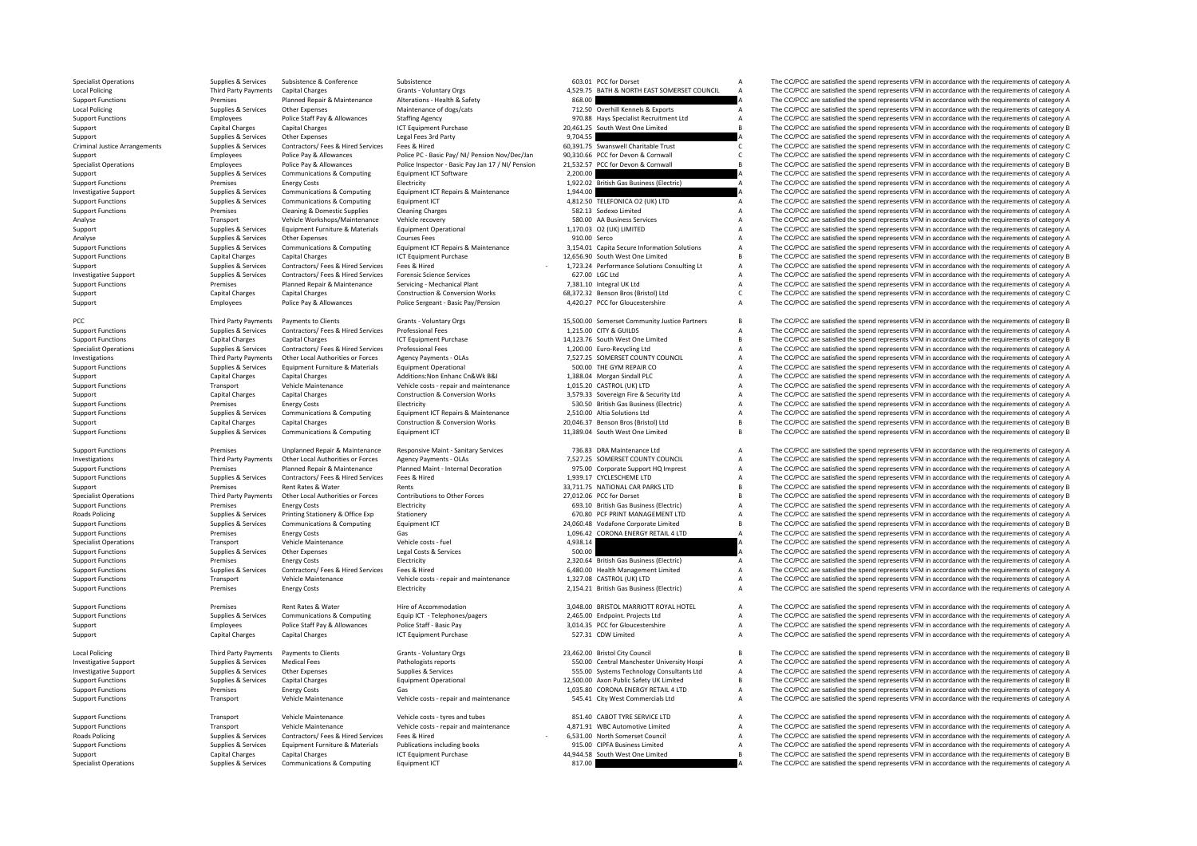| | | | | | | | |
|---|---|---|---|---|---|---|---|
| Specialist Operations | Supplies & Services | Subsistence & Conference | Subsistence | 603.01 | PCC for Dorset | A | The CC/PCC are satisfied the spend represents VFM in accordance with the requirements of category A |
| Local Policing | Third Party Payments | Capital Charges | Grants - Voluntary Orgs | 4,529.75 | BATH & NORTH EAST SOMERSET COUNCIL | A | The CC/PCC are satisfied the spend represents VFM in accordance with the requirements of category A |
| Support Functions | Premises | Planned Repair & Maintenance | Alterations - Health & Safety | 868.00 | | A | The CC/PCC are satisfied the spend represents VFM in accordance with the requirements of category A |
| Local Policing | Supplies & Services | Other Expenses | Maintenance of dogs/cats | 712.50 | Overhill Kennels & Exports | A | The CC/PCC are satisfied the spend represents VFM in accordance with the requirements of category A |
| Support Functions | Employees | Police Staff Pay & Allowances | Staffing Agency | 970.88 | Hays Specialist Recruitment Ltd | A | The CC/PCC are satisfied the spend represents VFM in accordance with the requirements of category A |
| Support | Capital Charges | Capital Charges | ICT Equipment Purchase | 20,461.25 | South West One Limited | B | The CC/PCC are satisfied the spend represents VFM in accordance with the requirements of category B |
| Support | Supplies & Services | Other Expenses | Legal Fees 3rd Party | 9,704.55 | | A | The CC/PCC are satisfied the spend represents VFM in accordance with the requirements of category A |
| Criminal Justice Arrangements | Supplies & Services | Contractors/ Fees & Hired Services | Fees & Hired | 60,391.75 | Swanswell Charitable Trust | C | The CC/PCC are satisfied the spend represents VFM in accordance with the requirements of category C |
| Support | Employees | Police Pay & Allowances | Police PC - Basic Pay/ NI/ Pension Nov/Dec/Jan | 90,310.66 | PCC for Devon & Cornwall | C | The CC/PCC are satisfied the spend represents VFM in accordance with the requirements of category C |
| Specialist Operations | Employees | Police Pay & Allowances | Police Inspector - Basic Pay Jan 17 / NI/ Pension | 21,532.57 | PCC for Devon & Cornwall | B | The CC/PCC are satisfied the spend represents VFM in accordance with the requirements of category B |
| Support | Supplies & Services | Communications & Computing | Equipment ICT Software | 2,200.00 | | A | The CC/PCC are satisfied the spend represents VFM in accordance with the requirements of category A |
| Support Functions | Premises | Energy Costs | Electricity | 1,922.02 | British Gas Business (Electric) | A | The CC/PCC are satisfied the spend represents VFM in accordance with the requirements of category A |
| Investigative Support | Supplies & Services | Communications & Computing | Equipment ICT Repairs & Maintenance | 1,944.00 | | A | The CC/PCC are satisfied the spend represents VFM in accordance with the requirements of category A |
| Support Functions | Supplies & Services | Communications & Computing | Equipment ICT | 4,812.50 | TELEFONICA O2 (UK) LTD | A | The CC/PCC are satisfied the spend represents VFM in accordance with the requirements of category A |
| Support Functions | Premises | Cleaning & Domestic Supplies | Cleaning Charges | 582.13 | Sodexo Limited | A | The CC/PCC are satisfied the spend represents VFM in accordance with the requirements of category A |
| Analyse | Transport | Vehicle Workshops/Maintenance | Vehicle recovery | 580.00 | AA Business Services | A | The CC/PCC are satisfied the spend represents VFM in accordance with the requirements of category A |
| Support | Supplies & Services | Equipment Furniture & Materials | Equipment Operational | 1,170.03 | O2 (UK) LIMITED | A | The CC/PCC are satisfied the spend represents VFM in accordance with the requirements of category A |
| Analyse | Supplies & Services | Other Expenses | Courses Fees | 910.00 | Serco | A | The CC/PCC are satisfied the spend represents VFM in accordance with the requirements of category A |
| Support Functions | Supplies & Services | Communications & Computing | Equipment ICT Repairs & Maintenance | 3,154.01 | Capita Secure Information Solutions | A | The CC/PCC are satisfied the spend represents VFM in accordance with the requirements of category A |
| Support Functions | Capital Charges | Capital Charges | ICT Equipment Purchase | 12,656.90 | South West One Limited | B | The CC/PCC are satisfied the spend represents VFM in accordance with the requirements of category B |
| Support | Supplies & Services | Contractors/ Fees & Hired Services | Fees & Hired | - 1,723.24 | Performance Solutions Consulting Lt | A | The CC/PCC are satisfied the spend represents VFM in accordance with the requirements of category A |
| Investigative Support | Supplies & Services | Contractors/ Fees & Hired Services | Forensic Science Services | 627.00 | LGC Ltd | A | The CC/PCC are satisfied the spend represents VFM in accordance with the requirements of category A |
| Support Functions | Premises | Planned Repair & Maintenance | Servicing - Mechanical Plant | 7,381.10 | Integral UK Ltd | A | The CC/PCC are satisfied the spend represents VFM in accordance with the requirements of category A |
| Support | Capital Charges | Capital Charges | Construction & Conversion Works | 68,372.32 | Benson Bros (Bristol) Ltd | C | The CC/PCC are satisfied the spend represents VFM in accordance with the requirements of category C |
| Support | Employees | Police Pay & Allowances | Police Sergeant - Basic Pay/Pension | 4,420.27 | PCC for Gloucestershire | A | The CC/PCC are satisfied the spend represents VFM in accordance with the requirements of category A |
| PCC | Third Party Payments | Payments to Clients | Grants - Voluntary Orgs | 15,500.00 | Somerset Community Justice Partners | B | The CC/PCC are satisfied the spend represents VFM in accordance with the requirements of category B |
| Support Functions | Supplies & Services | Contractors/ Fees & Hired Services | Professional Fees | 1,215.00 | CITY & GUILDS | A | The CC/PCC are satisfied the spend represents VFM in accordance with the requirements of category A |
| Support Functions | Capital Charges | Capital Charges | ICT Equipment Purchase | 14,123.76 | South West One Limited | B | The CC/PCC are satisfied the spend represents VFM in accordance with the requirements of category B |
| Specialist Operations | Supplies & Services | Contractors/ Fees & Hired Services | Professional Fees | 1,200.00 | Euro-Recycling Ltd | A | The CC/PCC are satisfied the spend represents VFM in accordance with the requirements of category A |
| Investigations | Third Party Payments | Other Local Authorities or Forces | Agency Payments - OLAs | 7,527.25 | SOMERSET COUNTY COUNCIL | A | The CC/PCC are satisfied the spend represents VFM in accordance with the requirements of category A |
| Support Functions | Supplies & Services | Equipment Furniture & Materials | Equipment Operational | 500.00 | THE GYM REPAIR CO | A | The CC/PCC are satisfied the spend represents VFM in accordance with the requirements of category A |
| Support | Capital Charges | Capital Charges | Additions:Non Enhanc Cn&Wk B&I | 1,388.04 | Morgan Sindall PLC | A | The CC/PCC are satisfied the spend represents VFM in accordance with the requirements of category A |
| Support Functions | Transport | Vehicle Maintenance | Vehicle costs - repair and maintenance | 1,015.20 | CASTROL (UK) LTD | A | The CC/PCC are satisfied the spend represents VFM in accordance with the requirements of category A |
| Support | Capital Charges | Capital Charges | Construction & Conversion Works | 3,579.33 | Sovereign Fire & Security Ltd | A | The CC/PCC are satisfied the spend represents VFM in accordance with the requirements of category A |
| Support Functions | Premises | Energy Costs | Electricity | 530.50 | British Gas Business (Electric) | A | The CC/PCC are satisfied the spend represents VFM in accordance with the requirements of category A |
| Support Functions | Supplies & Services | Communications & Computing | Equipment ICT Repairs & Maintenance | 2,510.00 | Altia Solutions Ltd | A | The CC/PCC are satisfied the spend represents VFM in accordance with the requirements of category A |
| Support | Capital Charges | Capital Charges | Construction & Conversion Works | 20,046.37 | Benson Bros (Bristol) Ltd | B | The CC/PCC are satisfied the spend represents VFM in accordance with the requirements of category B |
| Support Functions | Supplies & Services | Communications & Computing | Equipment ICT | 11,389.04 | South West One Limited | B | The CC/PCC are satisfied the spend represents VFM in accordance with the requirements of category B |
| Support Functions | Premises | Unplanned Repair & Maintenance | Responsive Maint - Sanitary Services | 736.83 | DRA Maintenance Ltd | A | The CC/PCC are satisfied the spend represents VFM in accordance with the requirements of category A |
| Investigations | Third Party Payments | Other Local Authorities or Forces | Agency Payments - OLAs | 7,527.25 | SOMERSET COUNTY COUNCIL | A | The CC/PCC are satisfied the spend represents VFM in accordance with the requirements of category A |
| Support Functions | Premises | Planned Repair & Maintenance | Planned Maint - Internal Decoration | 975.00 | Corporate Support HQ Imprest | A | The CC/PCC are satisfied the spend represents VFM in accordance with the requirements of category A |
| Support Functions | Supplies & Services | Contractors/ Fees & Hired Services | Fees & Hired | 1,939.17 | CYCLESCHEME LTD | A | The CC/PCC are satisfied the spend represents VFM in accordance with the requirements of category A |
| Support | Premises | Rent Rates & Water | Rents | 33,711.75 | NATIONAL CAR PARKS LTD | B | The CC/PCC are satisfied the spend represents VFM in accordance with the requirements of category B |
| Specialist Operations | Third Party Payments | Other Local Authorities or Forces | Contributions to Other Forces | 27,012.06 | PCC for Dorset | B | The CC/PCC are satisfied the spend represents VFM in accordance with the requirements of category B |
| Support Functions | Premises | Energy Costs | Electricity | 693.10 | British Gas Business (Electric) | A | The CC/PCC are satisfied the spend represents VFM in accordance with the requirements of category A |
| Roads Policing | Supplies & Services | Printing Stationery & Office Exp | Stationery | 670.80 | PCF PRINT MANAGEMENT LTD | A | The CC/PCC are satisfied the spend represents VFM in accordance with the requirements of category A |
| Support Functions | Supplies & Services | Communications & Computing | Equipment ICT | 24,060.48 | Vodafone Corporate Limited | B | The CC/PCC are satisfied the spend represents VFM in accordance with the requirements of category B |
| Support Functions | Premises | Energy Costs | Gas | 1,096.42 | CORONA ENERGY RETAIL 4 LTD | A | The CC/PCC are satisfied the spend represents VFM in accordance with the requirements of category A |
| Specialist Operations | Transport | Vehicle Maintenance | Vehicle costs - fuel | 4,938.14 | | A | The CC/PCC are satisfied the spend represents VFM in accordance with the requirements of category A |
| Support Functions | Supplies & Services | Other Expenses | Legal Costs & Services | 500.00 | | A | The CC/PCC are satisfied the spend represents VFM in accordance with the requirements of category A |
| Support Functions | Premises | Energy Costs | Electricity | 2,320.64 | British Gas Business (Electric) | A | The CC/PCC are satisfied the spend represents VFM in accordance with the requirements of category A |
| Support Functions | Supplies & Services | Contractors/ Fees & Hired Services | Fees & Hired | 6,480.00 | Health Management Limited | A | The CC/PCC are satisfied the spend represents VFM in accordance with the requirements of category A |
| Support Functions | Transport | Vehicle Maintenance | Vehicle costs - repair and maintenance | 1,327.08 | CASTROL (UK) LTD | A | The CC/PCC are satisfied the spend represents VFM in accordance with the requirements of category A |
| Support Functions | Premises | Energy Costs | Electricity | 2,154.21 | British Gas Business (Electric) | A | The CC/PCC are satisfied the spend represents VFM in accordance with the requirements of category A |
| Support Functions | Premises | Rent Rates & Water | Hire of Accommodation | 3,048.00 | BRISTOL MARRIOTT ROYAL HOTEL | A | The CC/PCC are satisfied the spend represents VFM in accordance with the requirements of category A |
| Support Functions | Supplies & Services | Communications & Computing | Equip ICT - Telephones/pagers | 2,465.00 | Endpoint. Projects Ltd | A | The CC/PCC are satisfied the spend represents VFM in accordance with the requirements of category A |
| Support | Employees | Police Staff Pay & Allowances | Police Staff - Basic Pay | 3,014.35 | PCC for Gloucestershire | A | The CC/PCC are satisfied the spend represents VFM in accordance with the requirements of category A |
| Support | Capital Charges | Capital Charges | ICT Equipment Purchase | 527.31 | CDW Limited | A | The CC/PCC are satisfied the spend represents VFM in accordance with the requirements of category A |
| Local Policing | Third Party Payments | Payments to Clients | Grants - Voluntary Orgs | 23,462.00 | Bristol City Council | B | The CC/PCC are satisfied the spend represents VFM in accordance with the requirements of category B |
| Investigative Support | Supplies & Services | Medical Fees | Pathologists reports | 550.00 | Central Manchester University Hospi | A | The CC/PCC are satisfied the spend represents VFM in accordance with the requirements of category A |
| Investigative Support | Supplies & Services | Other Expenses | Supplies & Services | 555.00 | Systems Technology Consultants Ltd | A | The CC/PCC are satisfied the spend represents VFM in accordance with the requirements of category A |
| Support Functions | Supplies & Services | Capital Charges | Equipment Operational | 12,500.00 | Axon Public Safety UK Limited | B | The CC/PCC are satisfied the spend represents VFM in accordance with the requirements of category B |
| Support Functions | Premises | Energy Costs | Gas | 1,035.80 | CORONA ENERGY RETAIL 4 LTD | A | The CC/PCC are satisfied the spend represents VFM in accordance with the requirements of category A |
| Support Functions | Transport | Vehicle Maintenance | Vehicle costs - repair and maintenance | 545.41 | City West Commercials Ltd | A | The CC/PCC are satisfied the spend represents VFM in accordance with the requirements of category A |
| Support Functions | Transport | Vehicle Maintenance | Vehicle costs - tyres and tubes | 851.40 | CABOT TYRE SERVICE LTD | A | The CC/PCC are satisfied the spend represents VFM in accordance with the requirements of category A |
| Support Functions | Transport | Vehicle Maintenance | Vehicle costs - repair and maintenance | 4,871.91 | WBC Automotive Limited | A | The CC/PCC are satisfied the spend represents VFM in accordance with the requirements of category A |
| Roads Policing | Supplies & Services | Contractors/ Fees & Hired Services | Fees & Hired | - 6,531.00 | North Somerset Council | A | The CC/PCC are satisfied the spend represents VFM in accordance with the requirements of category A |
| Support Functions | Supplies & Services | Equipment Furniture & Materials | Publications including books | 915.00 | CIPFA Business Limited | A | The CC/PCC are satisfied the spend represents VFM in accordance with the requirements of category A |
| Support | Capital Charges | Capital Charges | ICT Equipment Purchase | 44,944.58 | South West One Limited | B | The CC/PCC are satisfied the spend represents VFM in accordance with the requirements of category B |
| Specialist Operations | Supplies & Services | Communications & Computing | Equipment ICT | 817.00 | | A | The CC/PCC are satisfied the spend represents VFM in accordance with the requirements of category A |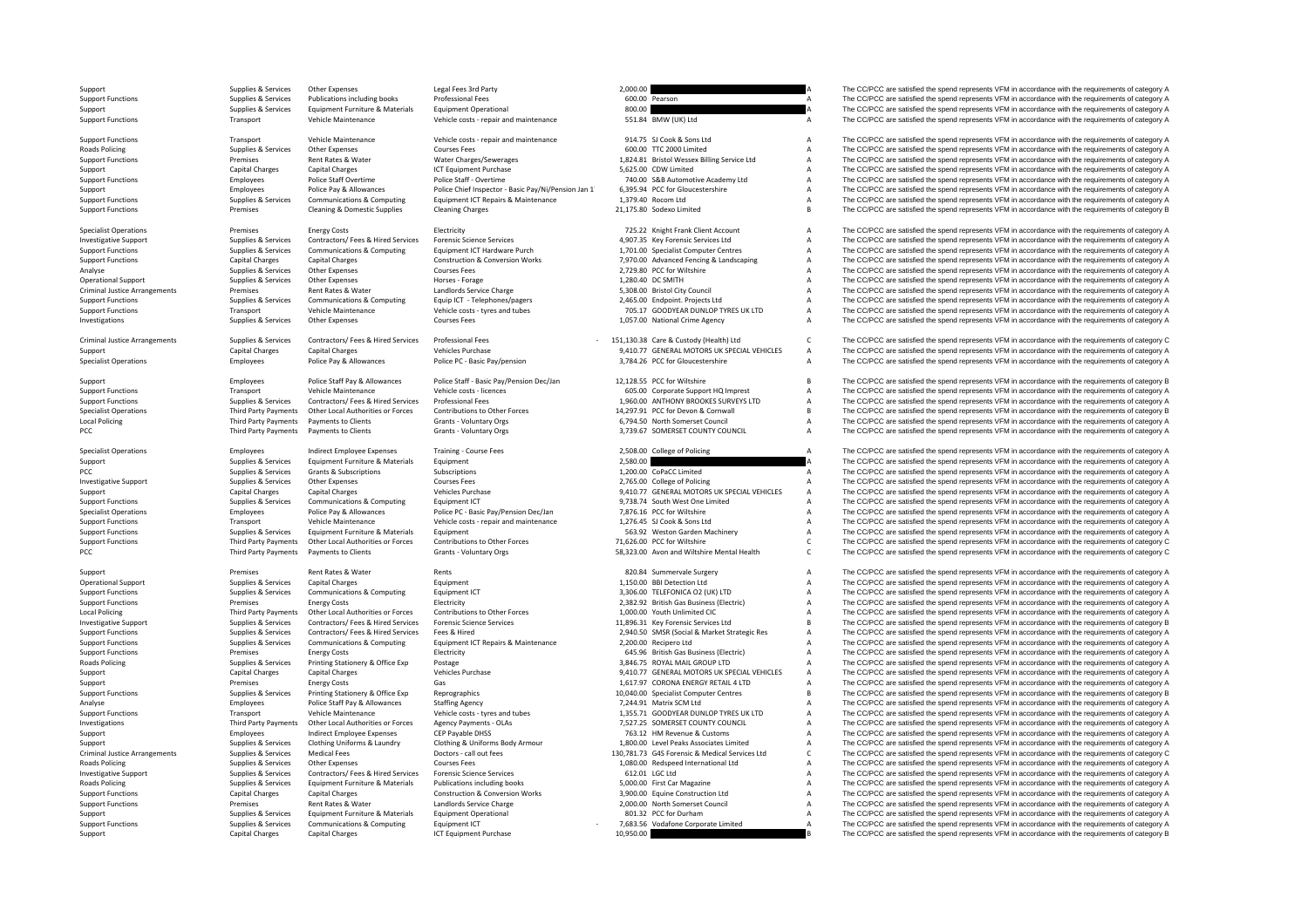| | | | | | | | |
|---|---|---|---|---|---|---|---|
| Support | Supplies & Services | Other Expenses | Legal Fees 3rd Party | 2,000.00 | | A | The CC/PCC are satisfied the spend represents VFM in accordance with the requirements of category A |
| Support Functions | Supplies & Services | Publications including books | Professional Fees | 600.00 | Pearson | A | The CC/PCC are satisfied the spend represents VFM in accordance with the requirements of category A |
| Support | Supplies & Services | Equipment Furniture & Materials | Equipment Operational | 800.00 | | A | The CC/PCC are satisfied the spend represents VFM in accordance with the requirements of category A |
| Support Functions | Transport | Vehicle Maintenance | Vehicle costs - repair and maintenance | 551.84 | BMW (UK) Ltd | A | The CC/PCC are satisfied the spend represents VFM in accordance with the requirements of category A |
| Support Functions | Transport | Vehicle Maintenance | Vehicle costs - repair and maintenance | 914.75 | SJ Cook & Sons Ltd | A | The CC/PCC are satisfied the spend represents VFM in accordance with the requirements of category A |
| Roads Policing | Supplies & Services | Other Expenses | Courses Fees | 600.00 | TTC 2000 Limited | A | The CC/PCC are satisfied the spend represents VFM in accordance with the requirements of category A |
| Support Functions | Premises | Rent Rates & Water | Water Charges/Sewerages | 1,824.81 | Bristol Wessex Billing Service Ltd | A | The CC/PCC are satisfied the spend represents VFM in accordance with the requirements of category A |
| Support | Capital Charges | Capital Charges | ICT Equipment Purchase | 5,625.00 | CDW Limited | A | The CC/PCC are satisfied the spend represents VFM in accordance with the requirements of category A |
| Support Functions | Employees | Police Staff Overtime | Police Staff - Overtime | 740.00 | S&B Automotive Academy Ltd | A | The CC/PCC are satisfied the spend represents VFM in accordance with the requirements of category A |
| Support | Employees | Police Pay & Allowances | Police Chief Inspector - Basic Pay/Ni/Pension Jan 1 | 6,395.94 | PCC for Gloucestershire | A | The CC/PCC are satisfied the spend represents VFM in accordance with the requirements of category A |
| Support Functions | Supplies & Services | Communications & Computing | Equipment ICT Repairs & Maintenance | 1,379.40 | Rocom Ltd | A | The CC/PCC are satisfied the spend represents VFM in accordance with the requirements of category A |
| Support Functions | Premises | Cleaning & Domestic Supplies | Cleaning Charges | 21,175.80 | Sodexo Limited | B | The CC/PCC are satisfied the spend represents VFM in accordance with the requirements of category B |
| Specialist Operations | Premises | Energy Costs | Electricity | 725.22 | Knight Frank Client Account | A | The CC/PCC are satisfied the spend represents VFM in accordance with the requirements of category A |
| Investigative Support | Supplies & Services | Contractors/ Fees & Hired Services | Forensic Science Services | 4,907.35 | Key Forensic Services Ltd | A | The CC/PCC are satisfied the spend represents VFM in accordance with the requirements of category A |
| Support Functions | Supplies & Services | Communications & Computing | Equipment ICT Hardware Purch | 1,701.00 | Specialist Computer Centres | A | The CC/PCC are satisfied the spend represents VFM in accordance with the requirements of category A |
| Support Functions | Capital Charges | Capital Charges | Construction & Conversion Works | 7,970.00 | Advanced Fencing & Landscaping | A | The CC/PCC are satisfied the spend represents VFM in accordance with the requirements of category A |
| Analyse | Supplies & Services | Other Expenses | Courses Fees | 2,729.80 | PCC for Wiltshire | A | The CC/PCC are satisfied the spend represents VFM in accordance with the requirements of category A |
| Operational Support | Supplies & Services | Other Expenses | Horses - Forage | 1,280.40 | DC SMITH | A | The CC/PCC are satisfied the spend represents VFM in accordance with the requirements of category A |
| Criminal Justice Arrangements | Premises | Rent Rates & Water | Landlords Service Charge | 5,308.00 | Bristol City Council | A | The CC/PCC are satisfied the spend represents VFM in accordance with the requirements of category A |
| Support Functions | Supplies & Services | Communications & Computing | Equip ICT - Telephones/pagers | 2,465.00 | Endpoint. Projects Ltd | A | The CC/PCC are satisfied the spend represents VFM in accordance with the requirements of category A |
| Support Functions | Transport | Vehicle Maintenance | Vehicle costs - tyres and tubes | 705.17 | GOODYEAR DUNLOP TYRES UK LTD | A | The CC/PCC are satisfied the spend represents VFM in accordance with the requirements of category A |
| Investigations | Supplies & Services | Other Expenses | Courses Fees | 1,057.00 | National Crime Agency | A | The CC/PCC are satisfied the spend represents VFM in accordance with the requirements of category A |
| Criminal Justice Arrangements | Supplies & Services | Contractors/ Fees & Hired Services | Professional Fees | - 151,130.38 | Care & Custody (Health) Ltd | C | The CC/PCC are satisfied the spend represents VFM in accordance with the requirements of category C |
| Support | Capital Charges | Capital Charges | Vehicles Purchase | 9,410.77 | GENERAL MOTORS UK SPECIAL VEHICLES | A | The CC/PCC are satisfied the spend represents VFM in accordance with the requirements of category A |
| Specialist Operations | Employees | Police Pay & Allowances | Police PC - Basic Pay/pension | 3,784.26 | PCC for Gloucestershire | A | The CC/PCC are satisfied the spend represents VFM in accordance with the requirements of category A |
| Support | Employees | Police Staff Pay & Allowances | Police Staff - Basic Pay/Pension Dec/Jan | 12,128.55 | PCC for Wiltshire | B | The CC/PCC are satisfied the spend represents VFM in accordance with the requirements of category B |
| Support Functions | Transport | Vehicle Maintenance | Vehicle costs - licences | 605.00 | Corporate Support HQ Imprest | A | The CC/PCC are satisfied the spend represents VFM in accordance with the requirements of category A |
| Support Functions | Supplies & Services | Contractors/ Fees & Hired Services | Professional Fees | 1,960.00 | ANTHONY BROOKES SURVEYS LTD | A | The CC/PCC are satisfied the spend represents VFM in accordance with the requirements of category A |
| Specialist Operations | Third Party Payments | Other Local Authorities or Forces | Contributions to Other Forces | 14,297.91 | PCC for Devon & Cornwall | B | The CC/PCC are satisfied the spend represents VFM in accordance with the requirements of category B |
| Local Policing | Third Party Payments | Payments to Clients | Grants - Voluntary Orgs | 6,794.50 | North Somerset Council | A | The CC/PCC are satisfied the spend represents VFM in accordance with the requirements of category A |
| PCC | Third Party Payments | Payments to Clients | Grants - Voluntary Orgs | 3,739.67 | SOMERSET COUNTY COUNCIL | A | The CC/PCC are satisfied the spend represents VFM in accordance with the requirements of category A |
| Specialist Operations | Employees | Indirect Employee Expenses | Training - Course Fees | 2,508.00 | College of Policing | A | The CC/PCC are satisfied the spend represents VFM in accordance with the requirements of category A |
| Support | Supplies & Services | Equipment Furniture & Materials | Equipment | 2,580.00 | | A | The CC/PCC are satisfied the spend represents VFM in accordance with the requirements of category A |
| PCC | Supplies & Services | Grants & Subscriptions | Subscriptions | 1,200.00 | CoPaCC Limited | A | The CC/PCC are satisfied the spend represents VFM in accordance with the requirements of category A |
| Investigative Support | Supplies & Services | Other Expenses | Courses Fees | 2,765.00 | College of Policing | A | The CC/PCC are satisfied the spend represents VFM in accordance with the requirements of category A |
| Support | Capital Charges | Capital Charges | Vehicles Purchase | 9,410.77 | GENERAL MOTORS UK SPECIAL VEHICLES | A | The CC/PCC are satisfied the spend represents VFM in accordance with the requirements of category A |
| Support Functions | Supplies & Services | Communications & Computing | Equipment ICT | 9,738.74 | South West One Limited | A | The CC/PCC are satisfied the spend represents VFM in accordance with the requirements of category A |
| Specialist Operations | Employees | Police Pay & Allowances | Police PC - Basic Pay/Pension Dec/Jan | 7,876.16 | PCC for Wiltshire | A | The CC/PCC are satisfied the spend represents VFM in accordance with the requirements of category A |
| Support Functions | Transport | Vehicle Maintenance | Vehicle costs - repair and maintenance | 1,276.45 | SJ Cook & Sons Ltd | A | The CC/PCC are satisfied the spend represents VFM in accordance with the requirements of category A |
| Support Functions | Supplies & Services | Equipment Furniture & Materials | Equipment | 563.92 | Weston Garden Machinery | A | The CC/PCC are satisfied the spend represents VFM in accordance with the requirements of category A |
| Support Functions | Third Party Payments | Other Local Authorities or Forces | Contributions to Other Forces | 71,626.00 | PCC for Wiltshire | C | The CC/PCC are satisfied the spend represents VFM in accordance with the requirements of category C |
| PCC | Third Party Payments | Payments to Clients | Grants - Voluntary Orgs | 58,323.00 | Avon and Wiltshire Mental Health | C | The CC/PCC are satisfied the spend represents VFM in accordance with the requirements of category C |
| Support | Premises | Rent Rates & Water | Rents | 820.84 | Summervale Surgery | A | The CC/PCC are satisfied the spend represents VFM in accordance with the requirements of category A |
| Operational Support | Supplies & Services | Capital Charges | Equipment | 1,150.00 | BBI Detection Ltd | A | The CC/PCC are satisfied the spend represents VFM in accordance with the requirements of category A |
| Support Functions | Supplies & Services | Communications & Computing | Equipment ICT | 3,306.00 | TELEFONICA O2 (UK) LTD | A | The CC/PCC are satisfied the spend represents VFM in accordance with the requirements of category A |
| Support Functions | Premises | Energy Costs | Electricity | 2,382.92 | British Gas Business (Electric) | A | The CC/PCC are satisfied the spend represents VFM in accordance with the requirements of category A |
| Local Policing | Third Party Payments | Other Local Authorities or Forces | Contributions to Other Forces | 1,000.00 | Youth Unlimited CIC | A | The CC/PCC are satisfied the spend represents VFM in accordance with the requirements of category A |
| Investigative Support | Supplies & Services | Contractors/ Fees & Hired Services | Forensic Science Services | 11,896.31 | Key Forensic Services Ltd | B | The CC/PCC are satisfied the spend represents VFM in accordance with the requirements of category B |
| Support Functions | Supplies & Services | Contractors/ Fees & Hired Services | Fees & Hired | 2,940.50 | SMSR (Social & Market Strategic Res | A | The CC/PCC are satisfied the spend represents VFM in accordance with the requirements of category A |
| Support Functions | Supplies & Services | Communications & Computing | Equipment ICT Repairs & Maintenance | 2,200.00 | Recipero Ltd | A | The CC/PCC are satisfied the spend represents VFM in accordance with the requirements of category A |
| Support Functions | Premises | Energy Costs | Electricity | 645.96 | British Gas Business (Electric) | A | The CC/PCC are satisfied the spend represents VFM in accordance with the requirements of category A |
| Roads Policing | Supplies & Services | Printing Stationery & Office Exp | Postage | 3,846.75 | ROYAL MAIL GROUP LTD | A | The CC/PCC are satisfied the spend represents VFM in accordance with the requirements of category A |
| Support | Capital Charges | Capital Charges | Vehicles Purchase | 9,410.77 | GENERAL MOTORS UK SPECIAL VEHICLES | A | The CC/PCC are satisfied the spend represents VFM in accordance with the requirements of category A |
| Support | Premises | Energy Costs | Gas | 1,617.97 | CORONA ENERGY RETAIL 4 LTD | A | The CC/PCC are satisfied the spend represents VFM in accordance with the requirements of category A |
| Support Functions | Supplies & Services | Printing Stationery & Office Exp | Reprographics | 10,040.00 | Specialist Computer Centres | B | The CC/PCC are satisfied the spend represents VFM in accordance with the requirements of category B |
| Analyse | Employees | Police Staff Pay & Allowances | Staffing Agency | 7,244.91 | Matrix SCM Ltd | A | The CC/PCC are satisfied the spend represents VFM in accordance with the requirements of category A |
| Support Functions | Transport | Vehicle Maintenance | Vehicle costs - tyres and tubes | 1,355.71 | GOODYEAR DUNLOP TYRES UK LTD | A | The CC/PCC are satisfied the spend represents VFM in accordance with the requirements of category A |
| Investigations | Third Party Payments | Other Local Authorities or Forces | Agency Payments - OLAs | 7,527.25 | SOMERSET COUNTY COUNCIL | A | The CC/PCC are satisfied the spend represents VFM in accordance with the requirements of category A |
| Support | Employees | Indirect Employee Expenses | CEP Payable DHSS | 763.12 | HM Revenue & Customs | A | The CC/PCC are satisfied the spend represents VFM in accordance with the requirements of category A |
| Support | Supplies & Services | Clothing Uniforms & Laundry | Clothing & Uniforms Body Armour | 1,800.00 | Level Peaks Associates Limited | A | The CC/PCC are satisfied the spend represents VFM in accordance with the requirements of category A |
| Criminal Justice Arrangements | Supplies & Services | Medical Fees | Doctors - call out fees | 130,781.73 | G4S Forensic & Medical Services Ltd | C | The CC/PCC are satisfied the spend represents VFM in accordance with the requirements of category C |
| Roads Policing | Supplies & Services | Other Expenses | Courses Fees | 1,080.00 | Redspeed International Ltd | A | The CC/PCC are satisfied the spend represents VFM in accordance with the requirements of category A |
| Investigative Support | Supplies & Services | Contractors/ Fees & Hired Services | Forensic Science Services | 612.01 | LGC Ltd | A | The CC/PCC are satisfied the spend represents VFM in accordance with the requirements of category A |
| Roads Policing | Supplies & Services | Equipment Furniture & Materials | Publications including books | 5,000.00 | First Car Magazine | A | The CC/PCC are satisfied the spend represents VFM in accordance with the requirements of category A |
| Support Functions | Capital Charges | Capital Charges | Construction & Conversion Works | 3,900.00 | Equine Construction Ltd | A | The CC/PCC are satisfied the spend represents VFM in accordance with the requirements of category A |
| Support Functions | Premises | Rent Rates & Water | Landlords Service Charge | 2,000.00 | North Somerset Council | A | The CC/PCC are satisfied the spend represents VFM in accordance with the requirements of category A |
| Support | Supplies & Services | Equipment Furniture & Materials | Equipment Operational | 801.32 | PCC for Durham | A | The CC/PCC are satisfied the spend represents VFM in accordance with the requirements of category A |
| Support Functions | Supplies & Services | Communications & Computing | Equipment ICT | - 7,683.56 | Vodafone Corporate Limited | A | The CC/PCC are satisfied the spend represents VFM in accordance with the requirements of category A |
| Support | Capital Charges | Capital Charges | ICT Equipment Purchase | 10,950.00 | | B | The CC/PCC are satisfied the spend represents VFM in accordance with the requirements of category B |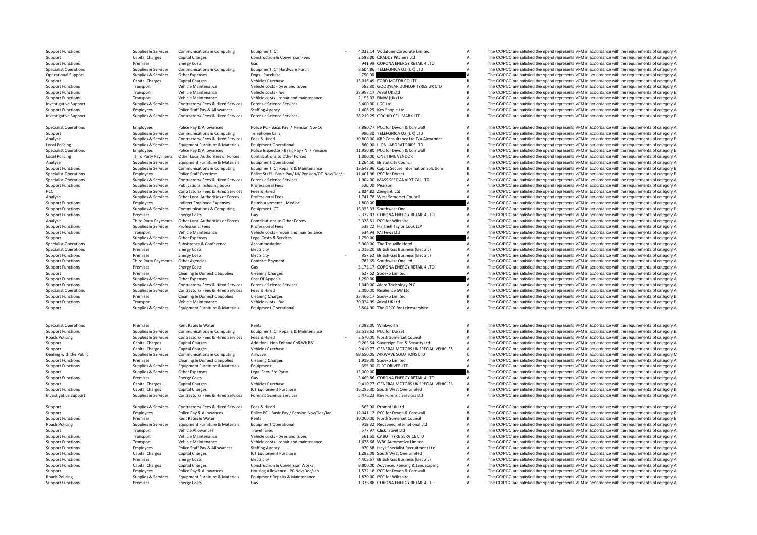| | | | | | | | |
|---|---|---|---|---|---|---|---|
| Support Functions | Supplies & Services | Communications & Computing | Equipment ICT | - 4,032.14 | Vodafone Corporate Limited | A | The CC/PCC are satisfied the spend represents VFM in accordance with the requirements of category A |
| Support | Capital Charges | Capital Charges | Construction & Conversion Fees | 2,598.00 | CRADDY Pitchers Ltd | A | The CC/PCC are satisfied the spend represents VFM in accordance with the requirements of category A |
| Support Functions | Premises | Energy Costs | Gas | 941.99 | CORONA ENERGY RETAIL 4 LTD | A | The CC/PCC are satisfied the spend represents VFM in accordance with the requirements of category A |
| Specialist Operations | Supplies & Services | Communications & Computing | Equipment ICT Hardware Purch | 8,604.86 | TELEFONICA O2 (UK) LTD | A | The CC/PCC are satisfied the spend represents VFM in accordance with the requirements of category A |
| Operational Support | Supplies & Services | Other Expenses | Dogs - Purchase | 750.00 | | A | The CC/PCC are satisfied the spend represents VFM in accordance with the requirements of category A |
| Support | Capital Charges | Capital Charges | Vehicles Purchase | 15,016.49 | FORD MOTOR CO LTD | B | The CC/PCC are satisfied the spend represents VFM in accordance with the requirements of category B |
| Support Functions | Transport | Vehicle Maintenance | Vehicle costs - tyres and tubes | 583.80 | GOODYEAR DUNLOP TYRES UK LTD | A | The CC/PCC are satisfied the spend represents VFM in accordance with the requirements of category A |
| Support Functions | Transport | Vehicle Maintenance | Vehicle costs - fuel | 27,997.17 | Arval UK Ltd | B | The CC/PCC are satisfied the spend represents VFM in accordance with the requirements of category B |
| Support Functions | Transport | Vehicle Maintenance | Vehicle costs - repair and maintenance | 2,155.03 | BMW (UK) Ltd | A | The CC/PCC are satisfied the spend represents VFM in accordance with the requirements of category A |
| Investigative Support | Supplies & Services | Contractors/ Fees & Hired Services | Forensic Science Services | 3,400.00 | LGC Ltd | A | The CC/PCC are satisfied the spend represents VFM in accordance with the requirements of category A |
| Support Functions | Employees | Police Staff Pay & Allowances | Staffing Agency | 1,406.25 | Key People Ltd | A | The CC/PCC are satisfied the spend represents VFM in accordance with the requirements of category A |
| Investigative Support | Supplies & Services | Contractors/ Fees & Hired Services | Forensic Science Services | 36,219.25 | ORCHID CELLMARK LTD | B | The CC/PCC are satisfied the spend represents VFM in accordance with the requirements of category B |
| Specialist Operations | Employees | Police Pay & Allowances | Police PC - Basic Pay / Pension Nov 16 | 7,880.77 | PCC for Devon & Cornwall | A | The CC/PCC are satisfied the spend represents VFM in accordance with the requirements of category A |
| Support | Supplies & Services | Communications & Computing | Telephone Calls | 996.30 | TELEFONICA O2 (UK) LTD | A | The CC/PCC are satisfied the spend represents VFM in accordance with the requirements of category A |
| Analyse | Supplies & Services | Contractors/ Fees & Hired Services | Fees & Hired | 10,800.00 | KRP Consultancy Ltd T/A Alexander | B | The CC/PCC are satisfied the spend represents VFM in accordance with the requirements of category B |
| Local Policing | Supplies & Services | Equipment Furniture & Materials | Equipment Operational | 860.00 | LION LABORATORIES LTD | A | The CC/PCC are satisfied the spend represents VFM in accordance with the requirements of category A |
| Specialist Operations | Employees | Police Pay & Allowances | Police Inspector - Basic Pay / NI / Pension | 11,950.80 | PCC for Devon & Cornwall | B | The CC/PCC are satisfied the spend represents VFM in accordance with the requirements of category B |
| Local Policing | Third Party Payments | Other Local Authorities or Forces | Contributions to Other Forces | 1,000.00 | ONE TIME VENDOR | A | The CC/PCC are satisfied the spend represents VFM in accordance with the requirements of category A |
| Analyse | Supplies & Services | Equipment Furniture & Materials | Equipment Operational | 1,264.50 | Bristol City Council | A | The CC/PCC are satisfied the spend represents VFM in accordance with the requirements of category A |
| Support Functions | Supplies & Services | Communications & Computing | Equipment ICT Repairs & Maintenance | 18,643.96 | Capita Secure Information Solutions | B | The CC/PCC are satisfied the spend represents VFM in accordance with the requirements of category B |
| Specialist Operations | Employees | Police Staff Overtime | Police Staff - Basic Pay/ NI/ Pension/OT Nov/Dec/Ja | 11,401.96 | PCC for Dorset | B | The CC/PCC are satisfied the spend represents VFM in accordance with the requirements of category B |
| Specialist Operations | Supplies & Services | Contractors/ Fees & Hired Services | Forensic Science Services | 1,904.00 | MASS SPEC ANALYTICAL LTD | A | The CC/PCC are satisfied the spend represents VFM in accordance with the requirements of category A |
| Support Functions | Supplies & Services | Publications including books | Professional Fees | 520.00 | Pearson | A | The CC/PCC are satisfied the spend represents VFM in accordance with the requirements of category A |
| PCC | Supplies & Services | Contractors/ Fees & Hired Services | Fees & Hired | 2,824.82 | Zengenti Ltd | A | The CC/PCC are satisfied the spend represents VFM in accordance with the requirements of category A |
| Analyse | Supplies & Services | Other Local Authorities or Forces | Professional Fees | 1,741.78 | West Somerset Council | A | The CC/PCC are satisfied the spend represents VFM in accordance with the requirements of category A |
| Support Functions | Employees | Indirect Employee Expenses | Reimbursements - Medical | 1,800.00 | | A | The CC/PCC are satisfied the spend represents VFM in accordance with the requirements of category A |
| Support Functions | Supplies & Services | Communications & Computing | Equipment ICT | 16,333.33 | Southwest One | B | The CC/PCC are satisfied the spend represents VFM in accordance with the requirements of category B |
| Support Functions | Premises | Energy Costs | Gas | 2,372.03 | CORONA ENERGY RETAIL 4 LTD | A | The CC/PCC are satisfied the spend represents VFM in accordance with the requirements of category A |
| Analyse | Third Party Payments | Other Local Authorities or Forces | Contributions to Other Forces | 3,328.51 | PCC for Wiltshire | A | The CC/PCC are satisfied the spend represents VFM in accordance with the requirements of category A |
| Support Functions | Supplies & Services | Professional Fees | Professional Fees | 538.22 | Hartnell Taylor Cook LLP | A | The CC/PCC are satisfied the spend represents VFM in accordance with the requirements of category A |
| Support Functions | Transport | Vehicle Maintenance | Vehicle costs - repair and maintenance | 634.94 | MJ Fews Ltd | A | The CC/PCC are satisfied the spend represents VFM in accordance with the requirements of category A |
| Support | Supplies & Services | Other Expenses | Legal Costs & Services | 1,750.00 | | A | The CC/PCC are satisfied the spend represents VFM in accordance with the requirements of category A |
| Specialist Operations | Supplies & Services | Subsistence & Conference | Accommodation | 3,900.00 | The Trouville Hotel | A | The CC/PCC are satisfied the spend represents VFM in accordance with the requirements of category A |
| Specialist Operations | Premises | Energy Costs | Electricity | 3,016.20 | British Gas Business (Electric) | A | The CC/PCC are satisfied the spend represents VFM in accordance with the requirements of category A |
| Support Functions | Premises | Energy Costs | Electricity | - 857.62 | British Gas Business (Electric) | A | The CC/PCC are satisfied the spend represents VFM in accordance with the requirements of category A |
| Support Functions | Third Party Payments | Other Agencies | Contract Payment | 782.65 | Southwest One Ltd | A | The CC/PCC are satisfied the spend represents VFM in accordance with the requirements of category A |
| Support Functions | Premises | Energy Costs | Gas | 3,173.17 | CORONA ENERGY RETAIL 4 LTD | A | The CC/PCC are satisfied the spend represents VFM in accordance with the requirements of category A |
| Support | Premises | Cleaning & Domestic Supplies | Cleaning Charges | 627.62 | Sodexo Limited | A | The CC/PCC are satisfied the spend represents VFM in accordance with the requirements of category A |
| Support Functions | Supplies & Services | Other Expenses | Cost Of Appeals | 1,250.00 | | A | The CC/PCC are satisfied the spend represents VFM in accordance with the requirements of category A |
| Support Functions | Supplies & Services | Contractors/ Fees & Hired Services | Forensic Science Services | 1,040.00 | Alere Toxicology PLC | A | The CC/PCC are satisfied the spend represents VFM in accordance with the requirements of category A |
| Specialist Operations | Supplies & Services | Contractors/ Fees & Hired Services | Fees & Hired | 3,000.00 | Resilience SW Ltd | A | The CC/PCC are satisfied the spend represents VFM in accordance with the requirements of category A |
| Support Functions | Premises | Cleaning & Domestic Supplies | Cleaning Charges | 23,466.17 | Sodexo Limited | B | The CC/PCC are satisfied the spend represents VFM in accordance with the requirements of category B |
| Support Functions | Transport | Vehicle Maintenance | Vehicle costs - fuel | 30,024.99 | Arval UK Ltd | B | The CC/PCC are satisfied the spend represents VFM in accordance with the requirements of category B |
| Support | Supplies & Services | Equipment Furniture & Materials | Equipment Operational | 3,504.90 | The OPCC for Leicestershire | A | The CC/PCC are satisfied the spend represents VFM in accordance with the requirements of category A |
| Specialist Operations | Premises | Rent Rates & Water | Rents | 7,098.00 | Winkworth | A | The CC/PCC are satisfied the spend represents VFM in accordance with the requirements of category A |
| Support Functions | Supplies & Services | Communications & Computing | Equipment ICT Repairs & Maintenance | 23,538.62 | PCC for Dorset | B | The CC/PCC are satisfied the spend represents VFM in accordance with the requirements of category B |
| Roads Policing | Supplies & Services | Contractors/ Fees & Hired Services | Fees & Hired | - 3,570.00 | North Somerset Council | A | The CC/PCC are satisfied the spend represents VFM in accordance with the requirements of category A |
| Support | Capital Charges | Capital Charges | Additions:Non Enhanc Cn&Wk B&I | 9,263.54 | Sovereign Fire & Security Ltd | A | The CC/PCC are satisfied the spend represents VFM in accordance with the requirements of category A |
| Support | Capital Charges | Capital Charges | Vehicles Purchase | 9,410.77 | GENERAL MOTORS UK SPECIAL VEHICLES | A | The CC/PCC are satisfied the spend represents VFM in accordance with the requirements of category A |
| Dealing with the Public | Supplies & Services | Communications & Computing | Airwave | 89,680.05 | AIRWAVE SOLUTIONS LTD | C | The CC/PCC are satisfied the spend represents VFM in accordance with the requirements of category C |
| Support Functions | Premises | Cleaning & Domestic Supplies | Cleaning Charges | 1,919.39 | Sodexo Limited | A | The CC/PCC are satisfied the spend represents VFM in accordance with the requirements of category A |
| Support Functions | Supplies & Services | Equipment Furniture & Materials | Equipment | 695.00 | DIRT DRIVER LTD | A | The CC/PCC are satisfied the spend represents VFM in accordance with the requirements of category A |
| Support | Supplies & Services | Other Expenses | Legal Fees 3rd Party | 13,000.00 | | B | The CC/PCC are satisfied the spend represents VFM in accordance with the requirements of category B |
| Support Functions | Premises | Energy Costs | Gas | 3,469.86 | CORONA ENERGY RETAIL 4 LTD | A | The CC/PCC are satisfied the spend represents VFM in accordance with the requirements of category A |
| Support | Capital Charges | Capital Charges | Vehicles Purchase | 9,410.77 | GENERAL MOTORS UK SPECIAL VEHICLES | A | The CC/PCC are satisfied the spend represents VFM in accordance with the requirements of category A |
| Support Functions | Capital Charges | Capital Charges | ICT Equipment Purchase | 16,285.30 | South West One Limited | B | The CC/PCC are satisfied the spend represents VFM in accordance with the requirements of category B |
| Investigative Support | Supplies & Services | Contractors/ Fees & Hired Services | Forensic Science Services | 5,476.23 | Key Forensic Services Ltd | A | The CC/PCC are satisfied the spend represents VFM in accordance with the requirements of category A |
| Support | Supplies & Services | Contractors/ Fees & Hired Services | Fees & Hired | 565.00 | Prompt Uk Ltd | A | The CC/PCC are satisfied the spend represents VFM in accordance with the requirements of category A |
| Support | Employees | Police Pay & Allowances | Police PC - Basic Pay / Pension Nov/Dec/Jan | 12,041.12 | PCC for Devon & Cornwall | B | The CC/PCC are satisfied the spend represents VFM in accordance with the requirements of category B |
| Support Functions | Premises | Rent Rates & Water | Rents | 10,000.00 | North Somerset Council | B | The CC/PCC are satisfied the spend represents VFM in accordance with the requirements of category B |
| Roads Policing | Supplies & Services | Equipment Furniture & Materials | Equipment Operational | 919.32 | Redspeed International Ltd | A | The CC/PCC are satisfied the spend represents VFM in accordance with the requirements of category A |
| Support | Transport | Vehicle Allowances | Travel fares | 577.97 | Click Travel Ltd | A | The CC/PCC are satisfied the spend represents VFM in accordance with the requirements of category A |
| Support Functions | Transport | Vehicle Maintenance | Vehicle costs - tyres and tubes | 561.60 | CABOT TYRE SERVICE LTD | A | The CC/PCC are satisfied the spend represents VFM in accordance with the requirements of category A |
| Support Functions | Transport | Vehicle Maintenance | Vehicle costs - repair and maintenance | 1,678.68 | WBC Automotive Limited | A | The CC/PCC are satisfied the spend represents VFM in accordance with the requirements of category A |
| Support Functions | Employees | Police Staff Pay & Allowances | Staffing Agency | 970.88 | Hays Specialist Recruitment Ltd | A | The CC/PCC are satisfied the spend represents VFM in accordance with the requirements of category A |
| Support Functions | Capital Charges | Capital Charges | ICT Equipment Purchase | 1,282.09 | South West One Limited | A | The CC/PCC are satisfied the spend represents VFM in accordance with the requirements of category A |
| Support Functions | Premises | Energy Costs | Electricity | 4,405.57 | British Gas Business (Electric) | A | The CC/PCC are satisfied the spend represents VFM in accordance with the requirements of category A |
| Support Functions | Capital Charges | Capital Charges | Construction & Conversion Works | 9,800.00 | Advanced Fencing & Landscaping | A | The CC/PCC are satisfied the spend represents VFM in accordance with the requirements of category A |
| Support | Employees | Police Pay & Allowances | Housing Allowance - PC Nov/Dec/Jan | 1,572.18 | PCC for Devon & Cornwall | A | The CC/PCC are satisfied the spend represents VFM in accordance with the requirements of category A |
| Roads Policing | Supplies & Services | Equipment Furniture & Materials | Equipment Repairs & Maintenance | 1,870.00 | PCC for Wiltshire | A | The CC/PCC are satisfied the spend represents VFM in accordance with the requirements of category A |
| Support Functions | Premises | Energy Costs | Gas | 1,376.88 | CORONA ENERGY RETAIL 4 LTD | A | The CC/PCC are satisfied the spend represents VFM in accordance with the requirements of category A |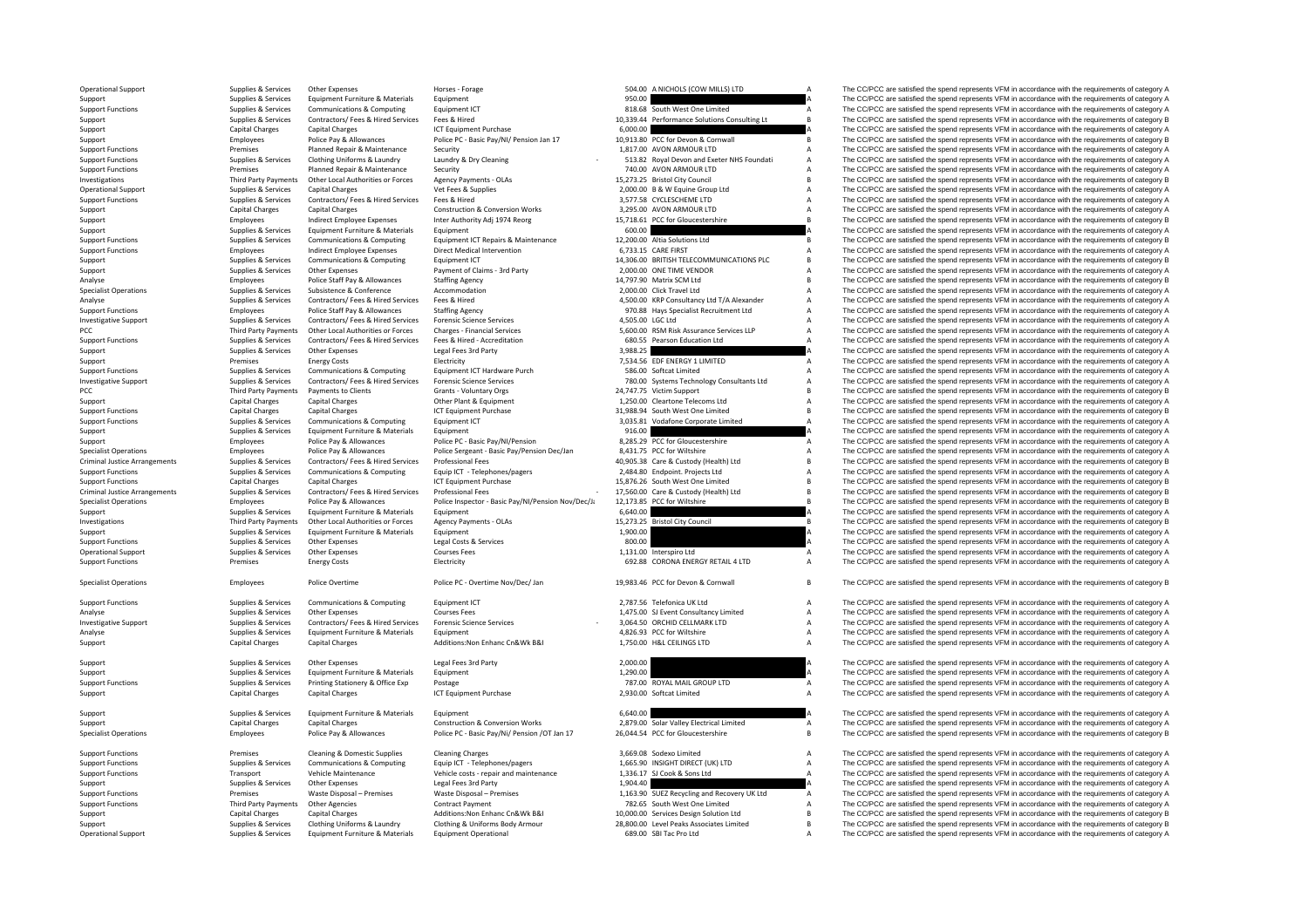| | | | | | | | |
|---|---|---|---|---|---|---|---|
| Operational Support | Supplies & Services | Other Expenses | Horses - Forage | 504.00 | A NICHOLS (COW MILLS) LTD | A | The CC/PCC are satisfied the spend represents VFM in accordance with the requirements of category A |
| Support | Supplies & Services | Equipment Furniture & Materials | Equipment | 950.00 | | A | The CC/PCC are satisfied the spend represents VFM in accordance with the requirements of category A |
| Support Functions | Supplies & Services | Communications & Computing | Equipment ICT | 818.68 | South West One Limited | A | The CC/PCC are satisfied the spend represents VFM in accordance with the requirements of category A |
| Support | Supplies & Services | Contractors/ Fees & Hired Services | Fees & Hired | 10,339.44 | Performance Solutions Consulting Lt | B | The CC/PCC are satisfied the spend represents VFM in accordance with the requirements of category B |
| Support | Capital Charges | Capital Charges | ICT Equipment Purchase | 6,000.00 | | A | The CC/PCC are satisfied the spend represents VFM in accordance with the requirements of category A |
| Support | Employees | Police Pay & Allowances | Police PC - Basic Pay/NI/ Pension Jan 17 | 10,913.80 | PCC for Devon & Cornwall | B | The CC/PCC are satisfied the spend represents VFM in accordance with the requirements of category B |
| Support Functions | Premises | Planned Repair & Maintenance | Security | 1,817.00 | AVON ARMOUR LTD | A | The CC/PCC are satisfied the spend represents VFM in accordance with the requirements of category A |
| Support Functions | Supplies & Services | Clothing Uniforms & Laundry | Laundry & Dry Cleaning | 513.82 | Royal Devon and Exeter NHS Foundati | A | The CC/PCC are satisfied the spend represents VFM in accordance with the requirements of category A |
| Support Functions | Premises | Planned Repair & Maintenance | Security | 740.00 | AVON ARMOUR LTD | A | The CC/PCC are satisfied the spend represents VFM in accordance with the requirements of category A |
| Investigations | Third Party Payments | Other Local Authorities or Forces | Agency Payments - OLAs | 15,273.25 | Bristol City Council | B | The CC/PCC are satisfied the spend represents VFM in accordance with the requirements of category B |
| Operational Support | Supplies & Services | Capital Charges | Vet Fees & Supplies | 2,000.00 | B & W Equine Group Ltd | A | The CC/PCC are satisfied the spend represents VFM in accordance with the requirements of category A |
| Support Functions | Supplies & Services | Contractors/ Fees & Hired Services | Fees & Hired | 3,577.58 | CYCLESCHEME LTD | A | The CC/PCC are satisfied the spend represents VFM in accordance with the requirements of category A |
| Support | Capital Charges | Capital Charges | Construction & Conversion Works | 3,295.00 | AVON ARMOUR LTD | A | The CC/PCC are satisfied the spend represents VFM in accordance with the requirements of category A |
| Support | Employees | Indirect Employee Expenses | Inter Authority Adj 1974 Reorg | 15,718.61 | PCC for Gloucestershire | B | The CC/PCC are satisfied the spend represents VFM in accordance with the requirements of category B |
| Support | Supplies & Services | Equipment Furniture & Materials | Equipment | 600.00 | | A | The CC/PCC are satisfied the spend represents VFM in accordance with the requirements of category A |
| Support Functions | Supplies & Services | Communications & Computing | Equipment ICT Repairs & Maintenance | 12,200.00 | Altia Solutions Ltd | B | The CC/PCC are satisfied the spend represents VFM in accordance with the requirements of category B |
| Support Functions | Employees | Indirect Employee Expenses | Direct Medical Intervention | 6,733.15 | CARE FIRST | A | The CC/PCC are satisfied the spend represents VFM in accordance with the requirements of category A |
| Support | Supplies & Services | Communications & Computing | Equipment ICT | 14,306.00 | BRITISH TELECOMMUNICATIONS PLC | B | The CC/PCC are satisfied the spend represents VFM in accordance with the requirements of category B |
| Support | Supplies & Services | Other Expenses | Payment of Claims - 3rd Party | 2,000.00 | ONE TIME VENDOR | A | The CC/PCC are satisfied the spend represents VFM in accordance with the requirements of category A |
| Analyse | Employees | Police Staff Pay & Allowances | Staffing Agency | 14,797.90 | Matrix SCM Ltd | B | The CC/PCC are satisfied the spend represents VFM in accordance with the requirements of category B |
| Specialist Operations | Supplies & Services | Subsistence & Conference | Accommodation | 2,000.00 | Click Travel Ltd | A | The CC/PCC are satisfied the spend represents VFM in accordance with the requirements of category A |
| Analyse | Supplies & Services | Contractors/ Fees & Hired Services | Fees & Hired | 4,500.00 | KRP Consultancy Ltd T/A Alexander | A | The CC/PCC are satisfied the spend represents VFM in accordance with the requirements of category A |
| Support Functions | Employees | Police Staff Pay & Allowances | Staffing Agency | 970.88 | Hays Specialist Recruitment Ltd | A | The CC/PCC are satisfied the spend represents VFM in accordance with the requirements of category A |
| Investigative Support | Supplies & Services | Contractors/ Fees & Hired Services | Forensic Science Services | 4,505.00 | LGC Ltd | A | The CC/PCC are satisfied the spend represents VFM in accordance with the requirements of category A |
| PCC | Third Party Payments | Other Local Authorities or Forces | Charges - Financial Services | 5,600.00 | RSM Risk Assurance Services LLP | A | The CC/PCC are satisfied the spend represents VFM in accordance with the requirements of category A |
| Support Functions | Supplies & Services | Contractors/ Fees & Hired Services | Fees & Hired - Accreditation | 680.55 | Pearson Education Ltd | A | The CC/PCC are satisfied the spend represents VFM in accordance with the requirements of category A |
| Support | Supplies & Services | Other Expenses | Legal Fees 3rd Party | 3,988.25 | | A | The CC/PCC are satisfied the spend represents VFM in accordance with the requirements of category A |
| Support | Premises | Energy Costs | Electricity | 7,534.56 | EDF ENERGY 1 LIMITED | A | The CC/PCC are satisfied the spend represents VFM in accordance with the requirements of category A |
| Support Functions | Supplies & Services | Communications & Computing | Equipment ICT Hardware Purch | 586.00 | Softcat Limited | A | The CC/PCC are satisfied the spend represents VFM in accordance with the requirements of category A |
| Investigative Support | Supplies & Services | Contractors/ Fees & Hired Services | Forensic Science Services | 780.00 | Systems Technology Consultants Ltd | A | The CC/PCC are satisfied the spend represents VFM in accordance with the requirements of category A |
| PCC | Third Party Payments | Payments to Clients | Grants - Voluntary Orgs | 24,747.75 | Victim Support | B | The CC/PCC are satisfied the spend represents VFM in accordance with the requirements of category B |
| Support | Capital Charges | Capital Charges | Other Plant & Equipment | 1,250.00 | Cleartone Telecoms Ltd | A | The CC/PCC are satisfied the spend represents VFM in accordance with the requirements of category A |
| Support Functions | Capital Charges | Capital Charges | ICT Equipment Purchase | 31,988.94 | South West One Limited | B | The CC/PCC are satisfied the spend represents VFM in accordance with the requirements of category B |
| Support Functions | Supplies & Services | Communications & Computing | Equipment ICT | 3,035.81 | Vodafone Corporate Limited | A | The CC/PCC are satisfied the spend represents VFM in accordance with the requirements of category A |
| Support | Supplies & Services | Equipment Furniture & Materials | Equipment | 916.00 | | A | The CC/PCC are satisfied the spend represents VFM in accordance with the requirements of category A |
| Support | Employees | Police Pay & Allowances | Police PC - Basic Pay/NI/Pension | 8,285.29 | PCC for Gloucestershire | A | The CC/PCC are satisfied the spend represents VFM in accordance with the requirements of category A |
| Specialist Operations | Employees | Police Pay & Allowances | Police Sergeant - Basic Pay/Pension Dec/Jan | 8,431.75 | PCC for Wiltshire | A | The CC/PCC are satisfied the spend represents VFM in accordance with the requirements of category A |
| Criminal Justice Arrangements | Supplies & Services | Contractors/ Fees & Hired Services | Professional Fees | 40,905.38 | Care & Custody (Health) Ltd | B | The CC/PCC are satisfied the spend represents VFM in accordance with the requirements of category B |
| Support Functions | Supplies & Services | Communications & Computing | Equip ICT - Telephones/pagers | 2,484.80 | Endpoint. Projects Ltd | A | The CC/PCC are satisfied the spend represents VFM in accordance with the requirements of category A |
| Support Functions | Capital Charges | Capital Charges | ICT Equipment Purchase | 15,876.26 | South West One Limited | B | The CC/PCC are satisfied the spend represents VFM in accordance with the requirements of category B |
| Criminal Justice Arrangements | Supplies & Services | Contractors/ Fees & Hired Services | Professional Fees | 17,560.00 | Care & Custody (Health) Ltd | B | The CC/PCC are satisfied the spend represents VFM in accordance with the requirements of category B |
| Specialist Operations | Employees | Police Pay & Allowances | Police Inspector - Basic Pay/NI/Pension Nov/Dec/Ja | 12,173.85 | PCC for Wiltshire | B | The CC/PCC are satisfied the spend represents VFM in accordance with the requirements of category B |
| Support | Supplies & Services | Equipment Furniture & Materials | Equipment | 6,640.00 | | A | The CC/PCC are satisfied the spend represents VFM in accordance with the requirements of category A |
| Investigations | Third Party Payments | Other Local Authorities or Forces | Agency Payments - OLAs | 15,273.25 | Bristol City Council | B | The CC/PCC are satisfied the spend represents VFM in accordance with the requirements of category B |
| Support | Supplies & Services | Equipment Furniture & Materials | Equipment | 1,900.00 | | A | The CC/PCC are satisfied the spend represents VFM in accordance with the requirements of category A |
| Support Functions | Supplies & Services | Other Expenses | Legal Costs & Services | 800.00 | | A | The CC/PCC are satisfied the spend represents VFM in accordance with the requirements of category A |
| Operational Support | Supplies & Services | Other Expenses | Courses Fees | 1,131.00 | Interspiro Ltd | A | The CC/PCC are satisfied the spend represents VFM in accordance with the requirements of category A |
| Support Functions | Premises | Energy Costs | Electricity | 692.88 | CORONA ENERGY RETAIL 4 LTD | A | The CC/PCC are satisfied the spend represents VFM in accordance with the requirements of category A |
| Specialist Operations | Employees | Police Overtime | Police PC - Overtime Nov/Dec/ Jan | 19,983.46 | PCC for Devon & Cornwall | B | The CC/PCC are satisfied the spend represents VFM in accordance with the requirements of category B |
| Support Functions | Supplies & Services | Communications & Computing | Equipment ICT | 2,787.56 | Telefonica UK Ltd | A | The CC/PCC are satisfied the spend represents VFM in accordance with the requirements of category A |
| Analyse | Supplies & Services | Other Expenses | Courses Fees | 1,475.00 | SJ Event Consultancy Limited | A | The CC/PCC are satisfied the spend represents VFM in accordance with the requirements of category A |
| Investigative Support | Supplies & Services | Contractors/ Fees & Hired Services | Forensic Science Services | 3,064.50 | ORCHID CELLMARK LTD | A | The CC/PCC are satisfied the spend represents VFM in accordance with the requirements of category A |
| Analyse | Supplies & Services | Equipment Furniture & Materials | Equipment | 4,826.93 | PCC for Wiltshire | A | The CC/PCC are satisfied the spend represents VFM in accordance with the requirements of category A |
| Support | Capital Charges | Capital Charges | Additions:Non Enhanc Cn&Wk B&I | 1,750.00 | H&L CEILINGS LTD | A | The CC/PCC are satisfied the spend represents VFM in accordance with the requirements of category A |
| Support | Supplies & Services | Other Expenses | Legal Fees 3rd Party | 2,000.00 | | A | The CC/PCC are satisfied the spend represents VFM in accordance with the requirements of category A |
| Support | Supplies & Services | Equipment Furniture & Materials | Equipment | 1,290.00 | | A | The CC/PCC are satisfied the spend represents VFM in accordance with the requirements of category A |
| Support Functions | Supplies & Services | Printing Stationery & Office Exp | Postage | 787.00 | ROYAL MAIL GROUP LTD | A | The CC/PCC are satisfied the spend represents VFM in accordance with the requirements of category A |
| Support | Capital Charges | Capital Charges | ICT Equipment Purchase | 2,930.00 | Softcat Limited | A | The CC/PCC are satisfied the spend represents VFM in accordance with the requirements of category A |
| Support | Supplies & Services | Equipment Furniture & Materials | Equipment | 6,640.00 | | A | The CC/PCC are satisfied the spend represents VFM in accordance with the requirements of category A |
| Support | Capital Charges | Capital Charges | Construction & Conversion Works | 2,879.00 | Solar Valley Electrical Limited | A | The CC/PCC are satisfied the spend represents VFM in accordance with the requirements of category A |
| Specialist Operations | Employees | Police Pay & Allowances | Police PC - Basic Pay/Ni/ Pension /OT Jan 17 | 26,044.54 | PCC for Gloucestershire | B | The CC/PCC are satisfied the spend represents VFM in accordance with the requirements of category B |
| Support Functions | Premises | Cleaning & Domestic Supplies | Cleaning Charges | 3,669.08 | Sodexo Limited | A | The CC/PCC are satisfied the spend represents VFM in accordance with the requirements of category A |
| Support Functions | Supplies & Services | Communications & Computing | Equip ICT - Telephones/pagers | 1,665.90 | INSIGHT DIRECT (UK) LTD | A | The CC/PCC are satisfied the spend represents VFM in accordance with the requirements of category A |
| Support Functions | Transport | Vehicle Maintenance | Vehicle costs - repair and maintenance | 1,336.17 | SJ Cook & Sons Ltd | A | The CC/PCC are satisfied the spend represents VFM in accordance with the requirements of category A |
| Support | Supplies & Services | Other Expenses | Legal Fees 3rd Party | 1,904.40 | | A | The CC/PCC are satisfied the spend represents VFM in accordance with the requirements of category A |
| Support Functions | Premises | Waste Disposal – Premises | Waste Disposal – Premises | 1,163.90 | SUEZ Recycling and Recovery UK Ltd | A | The CC/PCC are satisfied the spend represents VFM in accordance with the requirements of category A |
| Support Functions | Third Party Payments | Other Agencies | Contract Payment | 782.65 | South West One Limited | A | The CC/PCC are satisfied the spend represents VFM in accordance with the requirements of category A |
| Support | Capital Charges | Capital Charges | Additions:Non Enhanc Cn&Wk B&I | 10,000.00 | Services Design Solution Ltd | B | The CC/PCC are satisfied the spend represents VFM in accordance with the requirements of category B |
| Support | Supplies & Services | Clothing Uniforms & Laundry | Clothing & Uniforms Body Armour | 28,800.00 | Level Peaks Associates Limited | B | The CC/PCC are satisfied the spend represents VFM in accordance with the requirements of category B |
| Operational Support | Supplies & Services | Equipment Furniture & Materials | Equipment Operational | 689.00 | SBI Tac Pro Ltd | A | The CC/PCC are satisfied the spend represents VFM in accordance with the requirements of category A |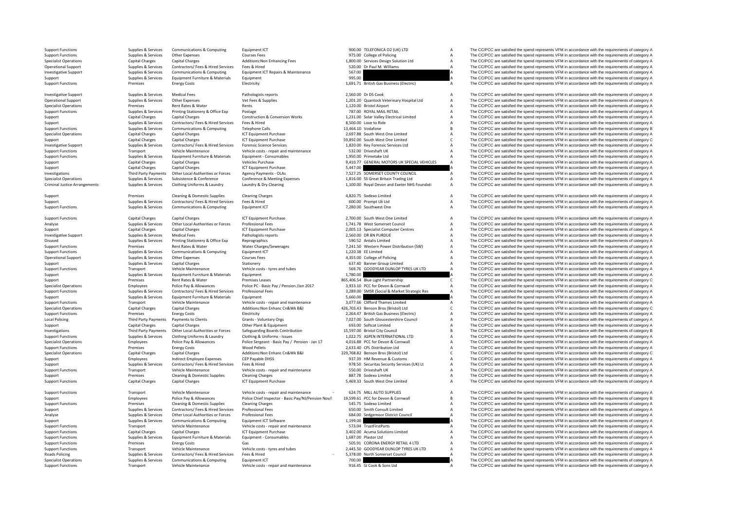| | | | | | | | |
|---|---|---|---|---|---|---|---|
| Support Functions | Supplies & Services | Communications & Computing | Equipment ICT | 900.00 | TELEFONICA O2 (UK) LTD | A | The CC/PCC are satisfied the spend represents VFM in accordance with the requirements of category A |
| Support Functions | Supplies & Services | Other Expenses | Courses Fees | 975.00 | College of Policing | A | The CC/PCC are satisfied the spend represents VFM in accordance with the requirements of category A |
| Specialist Operations | Capital Charges | Capital Charges | Additions:Non Enhancing Fees | 1,800.00 | Services Design Solution Ltd | A | The CC/PCC are satisfied the spend represents VFM in accordance with the requirements of category A |
| Operational Support | Supplies & Services | Contractors/ Fees & Hired Services | Fees & Hired | 520.00 | Dr Paul M. Williams | A | The CC/PCC are satisfied the spend represents VFM in accordance with the requirements of category A |
| Investigative Support | Supplies & Services | Communications & Computing | Equipment ICT Repairs & Maintenance | 567.00 | | A | The CC/PCC are satisfied the spend represents VFM in accordance with the requirements of category A |
| Support | Supplies & Services | Equipment Furniture & Materials | Equipment | 995.00 | | A | The CC/PCC are satisfied the spend represents VFM in accordance with the requirements of category A |
| Support Functions | Premises | Energy Costs | Electricity | 1,691.71 | British Gas Business (Electric) | A | The CC/PCC are satisfied the spend represents VFM in accordance with the requirements of category A |
| Investigative Support | Supplies & Services | Medical Fees | Pathologists reports | 2,560.00 | Dr DS Cook | A | The CC/PCC are satisfied the spend represents VFM in accordance with the requirements of category A |
| Operational Support | Supplies & Services | Other Expenses | Vet Fees & Supplies | 1,201.20 | Quantock Veterinary Hospital Ltd | A | The CC/PCC are satisfied the spend represents VFM in accordance with the requirements of category A |
| Specialist Operations | Premises | Rent Rates & Water | Rents | 1,120.00 | Bristol Airport | A | The CC/PCC are satisfied the spend represents VFM in accordance with the requirements of category A |
| Support Functions | Supplies & Services | Printing Stationery & Office Exp | Postage | 787.00 | ROYAL MAIL RETAIL | A | The CC/PCC are satisfied the spend represents VFM in accordance with the requirements of category A |
| Support | Capital Charges | Capital Charges | Construction & Conversion Works | 1,231.00 | Solar Valley Electrical Limited | A | The CC/PCC are satisfied the spend represents VFM in accordance with the requirements of category A |
| Support | Supplies & Services | Contractors/ Fees & Hired Services | Fees & Hired | 8,500.00 | Love to Ride | A | The CC/PCC are satisfied the spend represents VFM in accordance with the requirements of category A |
| Support Functions | Supplies & Services | Communications & Computing | Telephone Calls | 13,464.10 | Vodafone | B | The CC/PCC are satisfied the spend represents VFM in accordance with the requirements of category B |
| Specialist Operations | Capital Charges | Capital Charges | ICT Equipment Purchase | 2,697.88 | South West One Limited | A | The CC/PCC are satisfied the spend represents VFM in accordance with the requirements of category A |
| Support | Capital Charges | Capital Charges | ICT Equipment Purchase | 59,892.00 | South West One Limited | C | The CC/PCC are satisfied the spend represents VFM in accordance with the requirements of category C |
| Investigative Support | Supplies & Services | Contractors/ Fees & Hired Services | Forensic Science Services | 1,820.00 | Key Forensic Services Ltd | A | The CC/PCC are satisfied the spend represents VFM in accordance with the requirements of category A |
| Support Functions | Transport | Vehicle Maintenance | Vehicle costs - repair and maintenance | 532.00 | Driveshaft UK | A | The CC/PCC are satisfied the spend represents VFM in accordance with the requirements of category A |
| Support Functions | Supplies & Services | Equipment Furniture & Materials | Equipment - Consumables | 1,950.00 | Primetake Ltd | A | The CC/PCC are satisfied the spend represents VFM in accordance with the requirements of category A |
| Support | Capital Charges | Capital Charges | Vehicles Purchase | 9,410.77 | GENERAL MOTORS UK SPECIAL VEHICLES | A | The CC/PCC are satisfied the spend represents VFM in accordance with the requirements of category A |
| Support | Capital Charges | Capital Charges | ICT Equipment Purchase | 5,447.00 | | A | The CC/PCC are satisfied the spend represents VFM in accordance with the requirements of category A |
| Investigations | Third Party Payments | Other Local Authorities or Forces | Agency Payments - OLAs | 7,527.25 | SOMERSET COUNTY COUNCIL | A | The CC/PCC are satisfied the spend represents VFM in accordance with the requirements of category A |
| Specialist Operations | Supplies & Services | Subsistence & Conference | Conference & Meeting Expenses | 1,816.00 | SS Great Britain Trading Ltd | A | The CC/PCC are satisfied the spend represents VFM in accordance with the requirements of category A |
| Criminal Justice Arrangements | Supplies & Services | Clothing Uniforms & Laundry | Laundry & Dry Cleaning | 1,100.00 | Royal Devon and Exeter NHS Foundati | A | The CC/PCC are satisfied the spend represents VFM in accordance with the requirements of category A |
| Support | Premises | Cleaning & Domestic Supplies | Cleaning Charges | 4,820.75 | Sodexo Limited | A | The CC/PCC are satisfied the spend represents VFM in accordance with the requirements of category A |
| Support | Supplies & Services | Contractors/ Fees & Hired Services | Fees & Hired | 600.00 | Prompt Uk Ltd | A | The CC/PCC are satisfied the spend represents VFM in accordance with the requirements of category A |
| Support Functions | Supplies & Services | Communications & Computing | Equipment ICT | 7,280.00 | Southwest One | A | The CC/PCC are satisfied the spend represents VFM in accordance with the requirements of category A |
| Support Functions | Capital Charges | Capital Charges | ICT Equipment Purchase | 2,700.00 | South West One Limited | A | The CC/PCC are satisfied the spend represents VFM in accordance with the requirements of category A |
| Analyse | Supplies & Services | Other Local Authorities or Forces | Professional Fees | 1,741.78 | West Somerset Council | A | The CC/PCC are satisfied the spend represents VFM in accordance with the requirements of category A |
| Support | Capital Charges | Capital Charges | ICT Equipment Purchase | 2,005.13 | Specialist Computer Centres | A | The CC/PCC are satisfied the spend represents VFM in accordance with the requirements of category A |
| Investigative Support | Supplies & Services | Medical Fees | Pathologists reports | 2,560.00 | DR BN PURDUE | A | The CC/PCC are satisfied the spend represents VFM in accordance with the requirements of category A |
| Disused | Supplies & Services | Printing Stationery & Office Exp | Reprographics | 590.52 | Antalis Limited | A | The CC/PCC are satisfied the spend represents VFM in accordance with the requirements of category A |
| Support Functions | Premises | Rent Rates & Water | Water Charges/Sewerages | 7,241.50 | Western Power Distribution (SW) | A | The CC/PCC are satisfied the spend represents VFM in accordance with the requirements of category A |
| Support Functions | Supplies & Services | Communications & Computing | Equipment ICT | 1,220.38 | EE Limited | A | The CC/PCC are satisfied the spend represents VFM in accordance with the requirements of category A |
| Operational Support | Supplies & Services | Other Expenses | Courses Fees | 4,355.00 | College of Policing | A | The CC/PCC are satisfied the spend represents VFM in accordance with the requirements of category A |
| Support | Supplies & Services | Capital Charges | Stationery | 637.40 | Banner Group Limited | A | The CC/PCC are satisfied the spend represents VFM in accordance with the requirements of category A |
| Support Functions | Transport | Vehicle Maintenance | Vehicle costs - tyres and tubes | 569.76 | GOODYEAR DUNLOP TYRES UK LTD | A | The CC/PCC are satisfied the spend represents VFM in accordance with the requirements of category A |
| Support | Supplies & Services | Equipment Furniture & Materials | Equipment | 1,780.00 | | A | The CC/PCC are satisfied the spend represents VFM in accordance with the requirements of category A |
| Support | Premises | Rent Rates & Water | Premises Leases | 865,406.54 | Blue Light Partnership | C | The CC/PCC are satisfied the spend represents VFM in accordance with the requirements of category C |
| Specialist Operations | Employees | Police Pay & Allowances | Police PC - Basic Pay / Pension /Jan 2017 | 3,933.10 | PCC for Devon & Cornwall | A | The CC/PCC are satisfied the spend represents VFM in accordance with the requirements of category A |
| Support Functions | Supplies & Services | Contractors/ Fees & Hired Services | Professional Fees | 3,289.00 | SMSR (Social & Market Strategic Res | A | The CC/PCC are satisfied the spend represents VFM in accordance with the requirements of category A |
| Support | Supplies & Services | Equipment Furniture & Materials | Equipment | 5,660.00 | | A | The CC/PCC are satisfied the spend represents VFM in accordance with the requirements of category A |
| Support Functions | Transport | Vehicle Maintenance | Vehicle costs - repair and maintenance | 3,077.66 | Clifford Thames Limited | A | The CC/PCC are satisfied the spend represents VFM in accordance with the requirements of category A |
| Specialist Operations | Capital Charges | Capital Charges | Additions:Non Enhanc Cn&Wk B&I | 426,703.43 | Benson Bros (Bristol) Ltd | C | The CC/PCC are satisfied the spend represents VFM in accordance with the requirements of category C |
| Support Functions | Premises | Energy Costs | Electricity | 2,264.47 | British Gas Business (Electric) | A | The CC/PCC are satisfied the spend represents VFM in accordance with the requirements of category A |
| Local Policing | Third Party Payments | Payments to Clients | Grants - Voluntary Orgs | 7,027.00 | South Gloucestershire Council | A | The CC/PCC are satisfied the spend represents VFM in accordance with the requirements of category A |
| Support | Capital Charges | Capital Charges | Other Plant & Equipment | 693.00 | Softcat Limited | A | The CC/PCC are satisfied the spend represents VFM in accordance with the requirements of category A |
| Investigations | Third Party Payments | Other Local Authorities or Forces | Safeguarding Boards Contribution | 15,597.00 | Bristol City Council | B | The CC/PCC are satisfied the spend represents VFM in accordance with the requirements of category B |
| Support Functions | Supplies & Services | Clothing Uniforms & Laundry | Clothing & Uniforms - Issues | 1,022.75 | ASPEN INTERNATIONAL LTD | A | The CC/PCC are satisfied the spend represents VFM in accordance with the requirements of category A |
| Specialist Operations | Employees | Police Pay & Allowances | Police Sergeant - Basic Pay / Pension - Jan 17 | 4,016.88 | PCC for Devon & Cornwall | A | The CC/PCC are satisfied the spend represents VFM in accordance with the requirements of category A |
| Support Functions | Premises | Energy Costs | Wood Pellets | 2,633.40 | CPL Distribution Ltd | A | The CC/PCC are satisfied the spend represents VFM in accordance with the requirements of category A |
| Specialist Operations | Capital Charges | Capital Charges | Additions:Non Enhanc Cn&Wk B&I | 229,768.82 | Benson Bros (Bristol) Ltd | C | The CC/PCC are satisfied the spend represents VFM in accordance with the requirements of category C |
| Support | Employees | Indirect Employee Expenses | CEP Payable DHSS | 937.39 | HM Revenue & Customs | A | The CC/PCC are satisfied the spend represents VFM in accordance with the requirements of category A |
| Support | Supplies & Services | Contractors/ Fees & Hired Services | Fees & Hired | 978.50 | Securitas Security Services (UK) Lt | A | The CC/PCC are satisfied the spend represents VFM in accordance with the requirements of category A |
| Support Functions | Transport | Vehicle Maintenance | Vehicle costs - repair and maintenance | 550.00 | Driveshaft UK | A | The CC/PCC are satisfied the spend represents VFM in accordance with the requirements of category A |
| Support | Premises | Cleaning & Domestic Supplies | Cleaning Charges | 887.78 | Sodexo Limited | A | The CC/PCC are satisfied the spend represents VFM in accordance with the requirements of category A |
| Support Functions | Capital Charges | Capital Charges | ICT Equipment Purchase | 5,469.33 | South West One Limited | A | The CC/PCC are satisfied the spend represents VFM in accordance with the requirements of category A |
| Support Functions | Transport | Vehicle Maintenance | Vehicle costs - repair and maintenance | - 624.75 | MILL AUTO SUPPLIES | A | The CC/PCC are satisfied the spend represents VFM in accordance with the requirements of category A |
| Support | Employees | Police Pay & Allowances | Police Chief Inspector - Basic Pay/NI/Pension Nov/I | 19,599.61 | PCC for Devon & Cornwall | B | The CC/PCC are satisfied the spend represents VFM in accordance with the requirements of category B |
| Support Functions | Premises | Cleaning & Domestic Supplies | Cleaning Charges | 545.75 | Sodexo Limited | A | The CC/PCC are satisfied the spend represents VFM in accordance with the requirements of category A |
| Support | Supplies & Services | Contractors/ Fees & Hired Services | Professional Fees | 650.00 | Smith Consult Limited | A | The CC/PCC are satisfied the spend represents VFM in accordance with the requirements of category A |
| Analyse | Supplies & Services | Other Local Authorities or Forces | Professional Fees | 684.00 | Sedgemoor District Council | A | The CC/PCC are satisfied the spend represents VFM in accordance with the requirements of category A |
| Support | Supplies & Services | Communications & Computing | Equipment ICT Software | 1,199.00 | | A | The CC/PCC are satisfied the spend represents VFM in accordance with the requirements of category A |
| Support Functions | Transport | Vehicle Maintenance | Vehicle costs - repair and maintenance | 573.04 | TrustFirstParts | A | The CC/PCC are satisfied the spend represents VFM in accordance with the requirements of category A |
| Support Functions | Capital Charges | Capital Charges | ICT Equipment Purchase | 3,402.00 | Acuma Solutions Limited | A | The CC/PCC are satisfied the spend represents VFM in accordance with the requirements of category A |
| Support Functions | Supplies & Services | Equipment Furniture & Materials | Equipment - Consumables | 1,687.00 | Plastor Ltd | A | The CC/PCC are satisfied the spend represents VFM in accordance with the requirements of category A |
| Support Functions | Premises | Energy Costs | Gas | 505.91 | CORONA ENERGY RETAIL 4 LTD | A | The CC/PCC are satisfied the spend represents VFM in accordance with the requirements of category A |
| Support Functions | Transport | Vehicle Maintenance | Vehicle costs - tyres and tubes | 2,445.50 | GOODYEAR DUNLOP TYRES UK LTD | A | The CC/PCC are satisfied the spend represents VFM in accordance with the requirements of category A |
| Roads Policing | Supplies & Services | Contractors/ Fees & Hired Services | Fees & Hired | - 5,378.00 | North Somerset Council | A | The CC/PCC are satisfied the spend represents VFM in accordance with the requirements of category A |
| Specialist Operations | Supplies & Services | Communications & Computing | Equipment ICT | 700.00 | | A | The CC/PCC are satisfied the spend represents VFM in accordance with the requirements of category A |
| Support Functions | Transport | Vehicle Maintenance | Vehicle costs - repair and maintenance | 916.45 | SJ Cook & Sons Ltd | A | The CC/PCC are satisfied the spend represents VFM in accordance with the requirements of category A |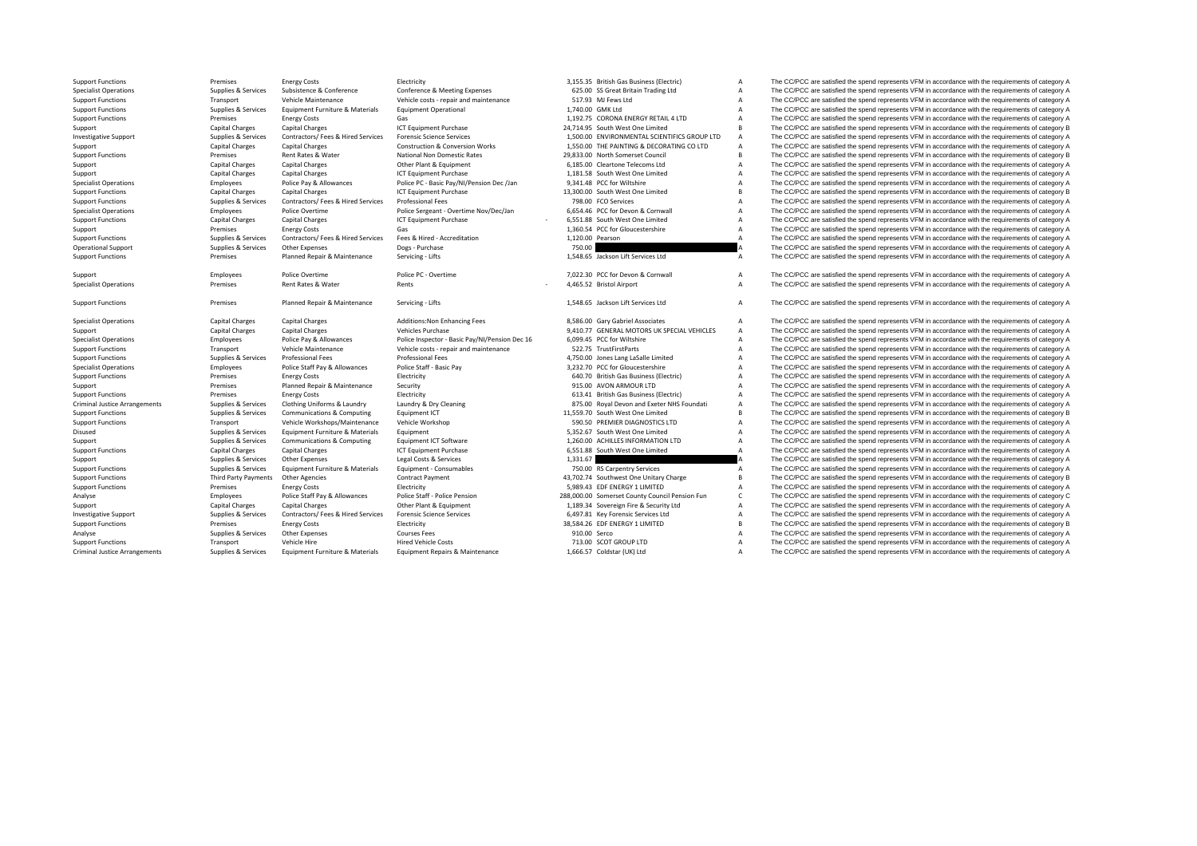| | | | | | | | |
|---|---|---|---|---|---|---|---|
| Support Functions | Premises | Energy Costs | Electricity | 3,155.35 | British Gas Business (Electric) | A | The CC/PCC are satisfied the spend represents VFM in accordance with the requirements of category A |
| Specialist Operations | Supplies & Services | Subsistence & Conference | Conference & Meeting Expenses | 625.00 | SS Great Britain Trading Ltd | A | The CC/PCC are satisfied the spend represents VFM in accordance with the requirements of category A |
| Support Functions | Transport | Vehicle Maintenance | Vehicle costs - repair and maintenance | 517.93 | MJ Fews Ltd | A | The CC/PCC are satisfied the spend represents VFM in accordance with the requirements of category A |
| Support Functions | Supplies & Services | Equipment Furniture & Materials | Equipment Operational | 1,740.00 | GMK Ltd | A | The CC/PCC are satisfied the spend represents VFM in accordance with the requirements of category A |
| Support Functions | Premises | Energy Costs | Gas | 1,192.75 | CORONA ENERGY RETAIL 4 LTD | A | The CC/PCC are satisfied the spend represents VFM in accordance with the requirements of category A |
| Support | Capital Charges | Capital Charges | ICT Equipment Purchase | 24,714.95 | South West One Limited | B | The CC/PCC are satisfied the spend represents VFM in accordance with the requirements of category B |
| Investigative Support | Supplies & Services | Contractors/ Fees & Hired Services | Forensic Science Services | 1,500.00 | ENVIRONMENTAL SCIENTIFICS GROUP LTD | A | The CC/PCC are satisfied the spend represents VFM in accordance with the requirements of category A |
| Support | Capital Charges | Capital Charges | Construction & Conversion Works | 1,550.00 | THE PAINTING & DECORATING CO LTD | A | The CC/PCC are satisfied the spend represents VFM in accordance with the requirements of category A |
| Support Functions | Premises | Rent Rates & Water | National Non Domestic Rates | 29,833.00 | North Somerset Council | B | The CC/PCC are satisfied the spend represents VFM in accordance with the requirements of category B |
| Support | Capital Charges | Capital Charges | Other Plant & Equipment | 6,185.00 | Cleartone Telecoms Ltd | A | The CC/PCC are satisfied the spend represents VFM in accordance with the requirements of category A |
| Support | Capital Charges | Capital Charges | ICT Equipment Purchase | 1,181.58 | South West One Limited | A | The CC/PCC are satisfied the spend represents VFM in accordance with the requirements of category A |
| Specialist Operations | Employees | Police Pay & Allowances | Police PC - Basic Pay/NI/Pension Dec /Jan | 9,341.48 | PCC for Wiltshire | A | The CC/PCC are satisfied the spend represents VFM in accordance with the requirements of category A |
| Support Functions | Capital Charges | Capital Charges | ICT Equipment Purchase | 13,300.00 | South West One Limited | B | The CC/PCC are satisfied the spend represents VFM in accordance with the requirements of category B |
| Support Functions | Supplies & Services | Contractors/ Fees & Hired Services | Professional Fees | 798.00 | FCO Services | A | The CC/PCC are satisfied the spend represents VFM in accordance with the requirements of category A |
| Specialist Operations | Employees | Police Overtime | Police Sergeant - Overtime Nov/Dec/Jan | 6,654.46 | PCC for Devon & Cornwall | A | The CC/PCC are satisfied the spend represents VFM in accordance with the requirements of category A |
| Support Functions | Capital Charges | Capital Charges | ICT Equipment Purchase | -6,551.88 | South West One Limited | A | The CC/PCC are satisfied the spend represents VFM in accordance with the requirements of category A |
| Support | Premises | Energy Costs | Gas | 1,360.54 | PCC for Gloucestershire | A | The CC/PCC are satisfied the spend represents VFM in accordance with the requirements of category A |
| Support Functions | Supplies & Services | Contractors/ Fees & Hired Services | Fees & Hired - Accreditation | 1,120.00 | Pearson | A | The CC/PCC are satisfied the spend represents VFM in accordance with the requirements of category A |
| Operational Support | Supplies & Services | Other Expenses | Dogs - Purchase | 750.00 | | A | The CC/PCC are satisfied the spend represents VFM in accordance with the requirements of category A |
| Support Functions | Premises | Planned Repair & Maintenance | Servicing - Lifts | 1,548.65 | Jackson Lift Services Ltd | A | The CC/PCC are satisfied the spend represents VFM in accordance with the requirements of category A |
| Support | Employees | Police Overtime | Police PC - Overtime | 7,022.30 | PCC for Devon & Cornwall | A | The CC/PCC are satisfied the spend represents VFM in accordance with the requirements of category A |
| Specialist Operations | Premises | Rent Rates & Water | Rents | -4,465.52 | Bristol Airport | A | The CC/PCC are satisfied the spend represents VFM in accordance with the requirements of category A |
| Support Functions | Premises | Planned Repair & Maintenance | Servicing - Lifts | 1,548.65 | Jackson Lift Services Ltd | A | The CC/PCC are satisfied the spend represents VFM in accordance with the requirements of category A |
| Specialist Operations | Capital Charges | Capital Charges | Additions:Non Enhancing Fees | 8,586.00 | Gary Gabriel Associates | A | The CC/PCC are satisfied the spend represents VFM in accordance with the requirements of category A |
| Support | Capital Charges | Capital Charges | Vehicles Purchase | 9,410.77 | GENERAL MOTORS UK SPECIAL VEHICLES | A | The CC/PCC are satisfied the spend represents VFM in accordance with the requirements of category A |
| Specialist Operations | Employees | Police Pay & Allowances | Police Inspector - Basic Pay/NI/Pension Dec 16 | 6,099.45 | PCC for Wiltshire | A | The CC/PCC are satisfied the spend represents VFM in accordance with the requirements of category A |
| Support Functions | Transport | Vehicle Maintenance | Vehicle costs - repair and maintenance | 522.75 | TrustFirstParts | A | The CC/PCC are satisfied the spend represents VFM in accordance with the requirements of category A |
| Support Functions | Supplies & Services | Professional Fees | Professional Fees | 4,750.00 | Jones Lang LaSalle Limited | A | The CC/PCC are satisfied the spend represents VFM in accordance with the requirements of category A |
| Specialist Operations | Employees | Police Staff Pay & Allowances | Police Staff - Basic Pay | 3,232.70 | PCC for Gloucestershire | A | The CC/PCC are satisfied the spend represents VFM in accordance with the requirements of category A |
| Support Functions | Premises | Energy Costs | Electricity | 640.70 | British Gas Business (Electric) | A | The CC/PCC are satisfied the spend represents VFM in accordance with the requirements of category A |
| Support | Premises | Planned Repair & Maintenance | Security | 915.00 | AVON ARMOUR LTD | A | The CC/PCC are satisfied the spend represents VFM in accordance with the requirements of category A |
| Support Functions | Premises | Energy Costs | Electricity | 613.41 | British Gas Business (Electric) | A | The CC/PCC are satisfied the spend represents VFM in accordance with the requirements of category A |
| Criminal Justice Arrangements | Supplies & Services | Clothing Uniforms & Laundry | Laundry & Dry Cleaning | 875.00 | Royal Devon and Exeter NHS Foundati | A | The CC/PCC are satisfied the spend represents VFM in accordance with the requirements of category A |
| Support Functions | Supplies & Services | Communications & Computing | Equipment ICT | 11,559.70 | South West One Limited | B | The CC/PCC are satisfied the spend represents VFM in accordance with the requirements of category B |
| Support Functions | Transport | Vehicle Workshops/Maintenance | Vehicle Workshop | 590.50 | PREMIER DIAGNOSTICS LTD | A | The CC/PCC are satisfied the spend represents VFM in accordance with the requirements of category A |
| Disused | Supplies & Services | Equipment Furniture & Materials | Equipment | 5,352.67 | South West One Limited | A | The CC/PCC are satisfied the spend represents VFM in accordance with the requirements of category A |
| Support | Supplies & Services | Communications & Computing | Equipment ICT Software | 1,260.00 | ACHILLES INFORMATION LTD | A | The CC/PCC are satisfied the spend represents VFM in accordance with the requirements of category A |
| Support Functions | Capital Charges | Capital Charges | ICT Equipment Purchase | 6,551.88 | South West One Limited | A | The CC/PCC are satisfied the spend represents VFM in accordance with the requirements of category A |
| Support | Supplies & Services | Other Expenses | Legal Costs & Services | 1,331.67 | | A | The CC/PCC are satisfied the spend represents VFM in accordance with the requirements of category A |
| Support Functions | Supplies & Services | Equipment Furniture & Materials | Equipment - Consumables | 750.00 | RS Carpentry Services | A | The CC/PCC are satisfied the spend represents VFM in accordance with the requirements of category A |
| Support Functions | Third Party Payments | Other Agencies | Contract Payment | 43,702.74 | Southwest One Unitary Charge | B | The CC/PCC are satisfied the spend represents VFM in accordance with the requirements of category B |
| Support Functions | Premises | Energy Costs | Electricity | 5,989.43 | EDF ENERGY 1 LIMITED | A | The CC/PCC are satisfied the spend represents VFM in accordance with the requirements of category A |
| Analyse | Employees | Police Staff Pay & Allowances | Police Staff - Police Pension | 288,000.00 | Somerset County Council Pension Fun | C | The CC/PCC are satisfied the spend represents VFM in accordance with the requirements of category C |
| Support | Capital Charges | Capital Charges | Other Plant & Equipment | 1,189.34 | Sovereign Fire & Security Ltd | A | The CC/PCC are satisfied the spend represents VFM in accordance with the requirements of category A |
| Investigative Support | Supplies & Services | Contractors/ Fees & Hired Services | Forensic Science Services | 6,497.81 | Key Forensic Services Ltd | A | The CC/PCC are satisfied the spend represents VFM in accordance with the requirements of category A |
| Support Functions | Premises | Energy Costs | Electricity | 38,584.26 | EDF ENERGY 1 LIMITED | B | The CC/PCC are satisfied the spend represents VFM in accordance with the requirements of category B |
| Analyse | Supplies & Services | Other Expenses | Courses Fees | 910.00 | Serco | A | The CC/PCC are satisfied the spend represents VFM in accordance with the requirements of category A |
| Support Functions | Transport | Vehicle Hire | Hired Vehicle Costs | 713.00 | SCOT GROUP LTD | A | The CC/PCC are satisfied the spend represents VFM in accordance with the requirements of category A |
| Criminal Justice Arrangements | Supplies & Services | Equipment Furniture & Materials | Equipment Repairs & Maintenance | 1,666.57 | Coldstar (UK) Ltd | A | The CC/PCC are satisfied the spend represents VFM in accordance with the requirements of category A |